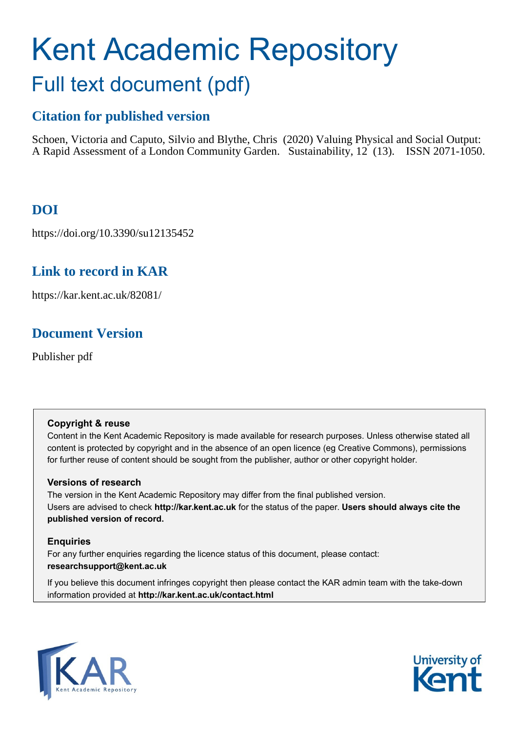# Kent Academic Repository

## Full text document (pdf)

### Citation for published version

Schoen, Victoria and Caputo, Silvio and Blythe, Chris (2020) Valuing Physical and Social Output: A Rapid Assessment of a London Community Garden. Sustainability, 12 (13). ISSN 2071-1050.

### DOI

https://doi.org/10.3390/su12135452

### Link to record in KAR

https://kar.kent.ac.uk/82081/

### Document Version

Publisher pdf

**Copyright & reuse**

Content in the Kent Academic Repository is made available for research purposes. Unless otherwise stated all content is protected by copyright and in the absence of an open licence (eg Creative Commons), permissions for further reuse of content should be sought from the publisher, author or other copyright holder.

**Versions of research**

The version in the Kent Academic Repository may differ from the final published version. Users are advised to check **http://kar.kent.ac.uk** for the status of the paper. **Users should always cite the published version of record.**

**Enquiries**

For any further enquiries regarding the licence status of this document, please contact: **researchsupport@kent.ac.uk**

If you believe this document infringes copyright then please contact the KAR admin team with the take-down information provided at **http://kar.kent.ac.uk/contact.html**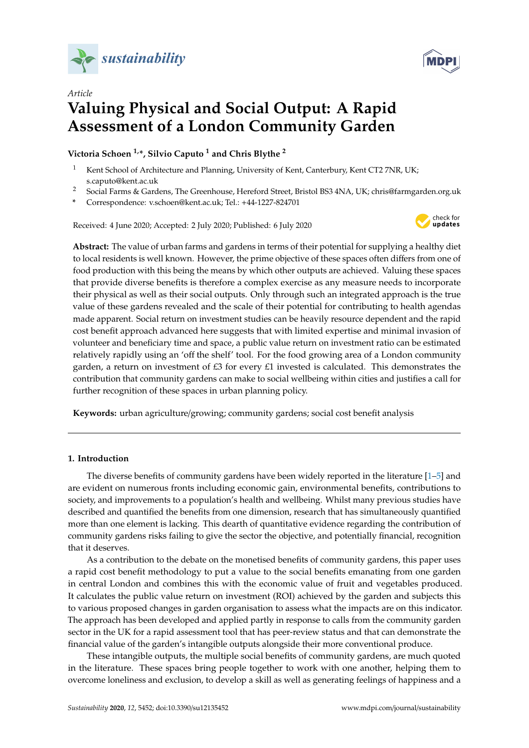sustainability

Article

# Valuing Physical and Social Output: A Rapid Assessment of a London Community Garden

**Victoria Schoen [1,*], Silvio Caputo [1] and Chris Blythe [2]**

1 Kent School of Architecture and Planning, University of Kent, Canterbury, Kent CT2 7NR, UK; s.caputo@kent.ac.uk

2 Social Farms & Gardens, The Greenhouse, Hereford Street, Bristol BS3 4NA, UK; chris@farmgarden.org.uk

\* Correspondence: v.schoen@kent.ac.uk; Tel.: +44-1227-824701

Received: 4 June 2020; Accepted: 2 July 2020; Published: 6 July 2020

**Abstract:** The value of urban farms and gardens in terms of their potential for supplying a healthy diet to local residents is well known. However, the prime objective of these spaces often differs from one of food production with this being the means by which other outputs are achieved. Valuing these spaces that provide diverse benefits is therefore a complex exercise as any measure needs to incorporate their physical as well as their social outputs. Only through such an integrated approach is the true value of these gardens revealed and the scale of their potential for contributing to health agendas made apparent. Social return on investment studies can be heavily resource dependent and the rapid cost benefit approach advanced here suggests that with limited expertise and minimal invasion of volunteer and beneficiary time and space, a public value return on investment ratio can be estimated relatively rapidly using an 'off the shelf' tool. For the food growing area of a London community garden, a return on investment of £3 for every £1 invested is calculated. This demonstrates the contribution that community gardens can make to social wellbeing within cities and justifies a call for further recognition of these spaces in urban planning policy.

**Keywords:** urban agriculture/growing; community gardens; social cost benefit analysis

## 1. Introduction

The diverse benefits of community gardens have been widely reported in the literature [1–5] and are evident on numerous fronts including economic gain, environmental benefits, contributions to society, and improvements to a population's health and wellbeing. Whilst many previous studies have described and quantified the benefits from one dimension, research that has simultaneously quantified more than one element is lacking. This dearth of quantitative evidence regarding the contribution of community gardens risks failing to give the sector the objective, and potentially financial, recognition that it deserves.

As a contribution to the debate on the monetised benefits of community gardens, this paper uses a rapid cost benefit methodology to put a value to the social benefits emanating from one garden in central London and combines this with the economic value of fruit and vegetables produced. It calculates the public value return on investment (ROI) achieved by the garden and subjects this to various proposed changes in garden organisation to assess what the impacts are on this indicator. The approach has been developed and applied partly in response to calls from the community garden sector in the UK for a rapid assessment tool that has peer-review status and that can demonstrate the financial value of the garden's intangible outputs alongside their more conventional produce.

These intangible outputs, the multiple social benefits of community gardens, are much quoted in the literature. These spaces bring people together to work with one another, helping them to overcome loneliness and exclusion, to develop a skill as well as generating feelings of happiness and a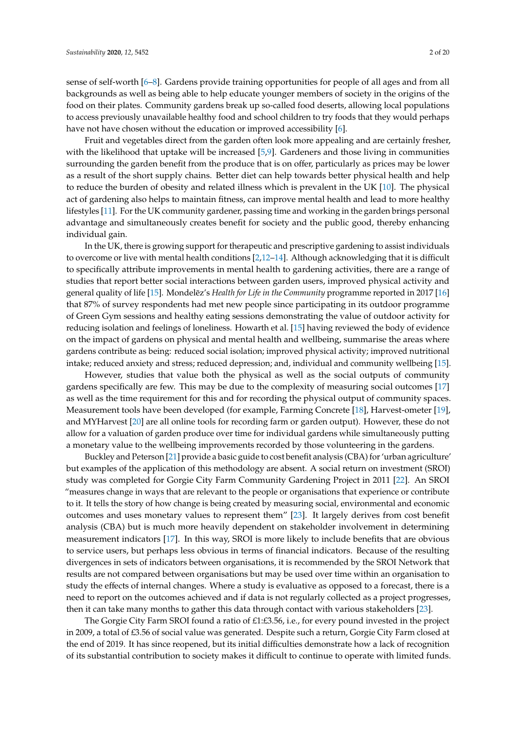sense of self-worth [6–8]. Gardens provide training opportunities for people of all ages and from all backgrounds as well as being able to help educate younger members of society in the origins of the food on their plates. Community gardens break up so-called food deserts, allowing local populations to access previously unavailable healthy food and school children to try foods that they would perhaps have not have chosen without the education or improved accessibility [6].

Fruit and vegetables direct from the garden often look more appealing and are certainly fresher, with the likelihood that uptake will be increased [5,9]. Gardeners and those living in communities surrounding the garden benefit from the produce that is on offer, particularly as prices may be lower as a result of the short supply chains. Better diet can help towards better physical health and help to reduce the burden of obesity and related illness which is prevalent in the UK [10]. The physical act of gardening also helps to maintain fitness, can improve mental health and lead to more healthy lifestyles [11]. For the UK community gardener, passing time and working in the garden brings personal advantage and simultaneously creates benefit for society and the public good, thereby enhancing individual gain.

In the UK, there is growing support for therapeutic and prescriptive gardening to assist individuals to overcome or live with mental health conditions [2,12–14]. Although acknowledging that it is difficult to specifically attribute improvements in mental health to gardening activities, there are a range of studies that report better social interactions between garden users, improved physical activity and general quality of life [15]. Mondelēz's *Health for Life in the Community* programme reported in 2017 [16] that 87% of survey respondents had met new people since participating in its outdoor programme of Green Gym sessions and healthy eating sessions demonstrating the value of outdoor activity for reducing isolation and feelings of loneliness. Howarth et al. [15] having reviewed the body of evidence on the impact of gardens on physical and mental health and wellbeing, summarise the areas where gardens contribute as being: reduced social isolation; improved physical activity; improved nutritional intake; reduced anxiety and stress; reduced depression; and, individual and community wellbeing [15].

However, studies that value both the physical as well as the social outputs of community gardens specifically are few. This may be due to the complexity of measuring social outcomes [17] as well as the time requirement for this and for recording the physical output of community spaces. Measurement tools have been developed (for example, Farming Concrete [18], Harvest-ometer [19], and MYHarvest [20] are all online tools for recording farm or garden output). However, these do not allow for a valuation of garden produce over time for individual gardens while simultaneously putting a monetary value to the wellbeing improvements recorded by those volunteering in the gardens.

Buckley and Peterson [21] provide a basic guide to cost benefit analysis (CBA) for 'urban agriculture' but examples of the application of this methodology are absent. A social return on investment (SROI) study was completed for Gorgie City Farm Community Gardening Project in 2011 [22]. An SROI "measures change in ways that are relevant to the people or organisations that experience or contribute to it. It tells the story of how change is being created by measuring social, environmental and economic outcomes and uses monetary values to represent them" [23]. It largely derives from cost benefit analysis (CBA) but is much more heavily dependent on stakeholder involvement in determining measurement indicators [17]. In this way, SROI is more likely to include benefits that are obvious to service users, but perhaps less obvious in terms of financial indicators. Because of the resulting divergences in sets of indicators between organisations, it is recommended by the SROI Network that results are not compared between organisations but may be used over time within an organisation to study the effects of internal changes. Where a study is evaluative as opposed to a forecast, there is a need to report on the outcomes achieved and if data is not regularly collected as a project progresses, then it can take many months to gather this data through contact with various stakeholders [23].

The Gorgie City Farm SROI found a ratio of £1:£3.56, i.e., for every pound invested in the project in 2009, a total of £3.56 of social value was generated. Despite such a return, Gorgie City Farm closed at the end of 2019. It has since reopened, but its initial difficulties demonstrate how a lack of recognition of its substantial contribution to society makes it difficult to continue to operate with limited funds.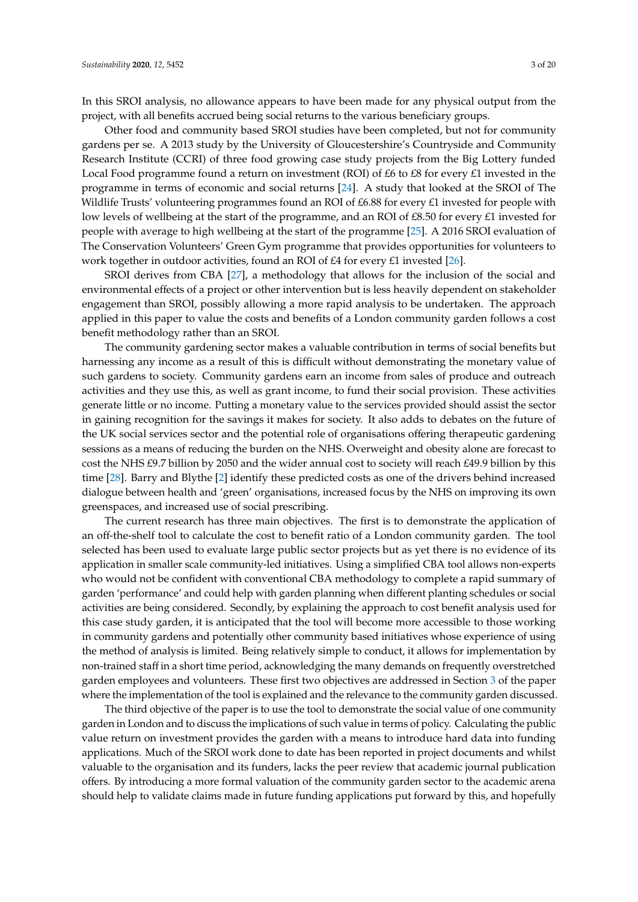In this SROI analysis, no allowance appears to have been made for any physical output from the project, with all benefits accrued being social returns to the various beneficiary groups.

Other food and community based SROI studies have been completed, but not for community gardens per se. A 2013 study by the University of Gloucestershire's Countryside and Community Research Institute (CCRI) of three food growing case study projects from the Big Lottery funded Local Food programme found a return on investment (ROI) of £6 to £8 for every £1 invested in the programme in terms of economic and social returns [24]. A study that looked at the SROI of The Wildlife Trusts' volunteering programmes found an ROI of £6.88 for every £1 invested for people with low levels of wellbeing at the start of the programme, and an ROI of £8.50 for every £1 invested for people with average to high wellbeing at the start of the programme [25]. A 2016 SROI evaluation of The Conservation Volunteers' Green Gym programme that provides opportunities for volunteers to work together in outdoor activities, found an ROI of £4 for every £1 invested [26].

SROI derives from CBA [27], a methodology that allows for the inclusion of the social and environmental effects of a project or other intervention but is less heavily dependent on stakeholder engagement than SROI, possibly allowing a more rapid analysis to be undertaken. The approach applied in this paper to value the costs and benefits of a London community garden follows a cost benefit methodology rather than an SROI.

The community gardening sector makes a valuable contribution in terms of social benefits but harnessing any income as a result of this is difficult without demonstrating the monetary value of such gardens to society. Community gardens earn an income from sales of produce and outreach activities and they use this, as well as grant income, to fund their social provision. These activities generate little or no income. Putting a monetary value to the services provided should assist the sector in gaining recognition for the savings it makes for society. It also adds to debates on the future of the UK social services sector and the potential role of organisations offering therapeutic gardening sessions as a means of reducing the burden on the NHS. Overweight and obesity alone are forecast to cost the NHS £9.7 billion by 2050 and the wider annual cost to society will reach £49.9 billion by this time [28]. Barry and Blythe [2] identify these predicted costs as one of the drivers behind increased dialogue between health and 'green' organisations, increased focus by the NHS on improving its own greenspaces, and increased use of social prescribing.

The current research has three main objectives. The first is to demonstrate the application of an off-the-shelf tool to calculate the cost to benefit ratio of a London community garden. The tool selected has been used to evaluate large public sector projects but as yet there is no evidence of its application in smaller scale community-led initiatives. Using a simplified CBA tool allows non-experts who would not be confident with conventional CBA methodology to complete a rapid summary of garden 'performance' and could help with garden planning when different planting schedules or social activities are being considered. Secondly, by explaining the approach to cost benefit analysis used for this case study garden, it is anticipated that the tool will become more accessible to those working in community gardens and potentially other community based initiatives whose experience of using the method of analysis is limited. Being relatively simple to conduct, it allows for implementation by non-trained staff in a short time period, acknowledging the many demands on frequently overstretched garden employees and volunteers. These first two objectives are addressed in Section 3 of the paper where the implementation of the tool is explained and the relevance to the community garden discussed.

The third objective of the paper is to use the tool to demonstrate the social value of one community garden in London and to discuss the implications of such value in terms of policy. Calculating the public value return on investment provides the garden with a means to introduce hard data into funding applications. Much of the SROI work done to date has been reported in project documents and whilst valuable to the organisation and its funders, lacks the peer review that academic journal publication offers. By introducing a more formal valuation of the community garden sector to the academic arena should help to validate claims made in future funding applications put forward by this, and hopefully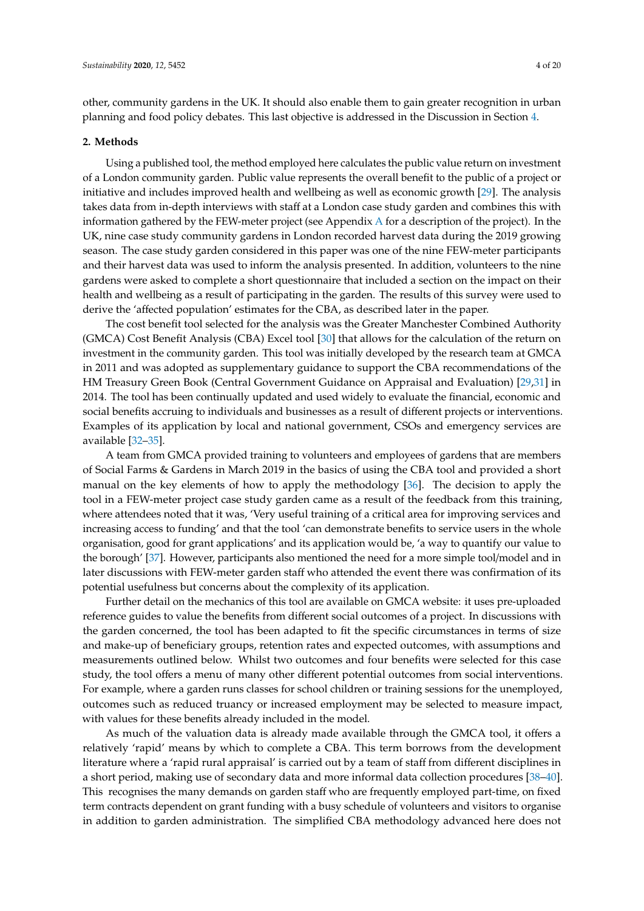other, community gardens in the UK. It should also enable them to gain greater recognition in urban planning and food policy debates. This last objective is addressed in the Discussion in Section 4.

## 2. Methods

Using a published tool, the method employed here calculates the public value return on investment of a London community garden. Public value represents the overall benefit to the public of a project or initiative and includes improved health and wellbeing as well as economic growth [29]. The analysis takes data from in-depth interviews with staff at a London case study garden and combines this with information gathered by the FEW-meter project (see Appendix A for a description of the project). In the UK, nine case study community gardens in London recorded harvest data during the 2019 growing season. The case study garden considered in this paper was one of the nine FEW-meter participants and their harvest data was used to inform the analysis presented. In addition, volunteers to the nine gardens were asked to complete a short questionnaire that included a section on the impact on their health and wellbeing as a result of participating in the garden. The results of this survey were used to derive the 'affected population' estimates for the CBA, as described later in the paper.

The cost benefit tool selected for the analysis was the Greater Manchester Combined Authority (GMCA) Cost Benefit Analysis (CBA) Excel tool [30] that allows for the calculation of the return on investment in the community garden. This tool was initially developed by the research team at GMCA in 2011 and was adopted as supplementary guidance to support the CBA recommendations of the HM Treasury Green Book (Central Government Guidance on Appraisal and Evaluation) [29,31] in 2014. The tool has been continually updated and used widely to evaluate the financial, economic and social benefits accruing to individuals and businesses as a result of different projects or interventions. Examples of its application by local and national government, CSOs and emergency services are available [32–35].

A team from GMCA provided training to volunteers and employees of gardens that are members of Social Farms & Gardens in March 2019 in the basics of using the CBA tool and provided a short manual on the key elements of how to apply the methodology [36]. The decision to apply the tool in a FEW-meter project case study garden came as a result of the feedback from this training, where attendees noted that it was, 'Very useful training of a critical area for improving services and increasing access to funding' and that the tool 'can demonstrate benefits to service users in the whole organisation, good for grant applications' and its application would be, 'a way to quantify our value to the borough' [37]. However, participants also mentioned the need for a more simple tool/model and in later discussions with FEW-meter garden staff who attended the event there was confirmation of its potential usefulness but concerns about the complexity of its application.

Further detail on the mechanics of this tool are available on GMCA website: it uses pre-uploaded reference guides to value the benefits from different social outcomes of a project. In discussions with the garden concerned, the tool has been adapted to fit the specific circumstances in terms of size and make-up of beneficiary groups, retention rates and expected outcomes, with assumptions and measurements outlined below. Whilst two outcomes and four benefits were selected for this case study, the tool offers a menu of many other different potential outcomes from social interventions. For example, where a garden runs classes for school children or training sessions for the unemployed, outcomes such as reduced truancy or increased employment may be selected to measure impact, with values for these benefits already included in the model.

As much of the valuation data is already made available through the GMCA tool, it offers a relatively 'rapid' means by which to complete a CBA. This term borrows from the development literature where a 'rapid rural appraisal' is carried out by a team of staff from different disciplines in a short period, making use of secondary data and more informal data collection procedures [38–40]. This recognises the many demands on garden staff who are frequently employed part-time, on fixed term contracts dependent on grant funding with a busy schedule of volunteers and visitors to organise in addition to garden administration. The simplified CBA methodology advanced here does not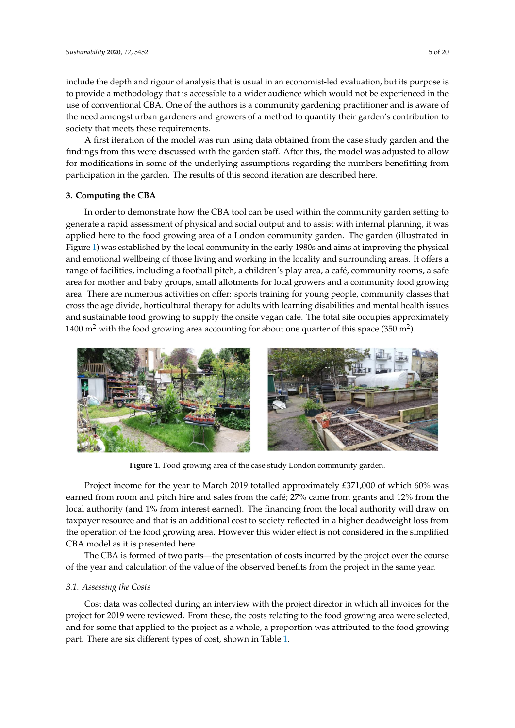include the depth and rigour of analysis that is usual in an economist-led evaluation, but its purpose is to provide a methodology that is accessible to a wider audience which would not be experienced in the use of conventional CBA. One of the authors is a community gardening practitioner and is aware of the need amongst urban gardeners and growers of a method to quantity their garden's contribution to society that meets these requirements.

A first iteration of the model was run using data obtained from the case study garden and the findings from this were discussed with the garden staff. After this, the model was adjusted to allow for modifications in some of the underlying assumptions regarding the numbers benefitting from participation in the garden. The results of this second iteration are described here.

## 3. Computing the CBA

In order to demonstrate how the CBA tool can be used within the community garden setting to generate a rapid assessment of physical and social output and to assist with internal planning, it was applied here to the food growing area of a London community garden. The garden (illustrated in Figure 1) was established by the local community in the early 1980s and aims at improving the physical and emotional wellbeing of those living and working in the locality and surrounding areas. It offers a range of facilities, including a football pitch, a children's play area, a café, community rooms, a safe area for mother and baby groups, small allotments for local growers and a community food growing area. There are numerous activities on offer: sports training for young people, community classes that cross the age divide, horticultural therapy for adults with learning disabilities and mental health issues and sustainable food growing to supply the onsite vegan café. The total site occupies approximately 1400 $m^2$ with the food growing area accounting for about one quarter of this space (350 $m^2$).

**Figure 1.** Food growing area of the case study London community garden.

Project income for the year to March 2019 totalled approximately £371,000 of which 60% was earned from room and pitch hire and sales from the café; 27% came from grants and 12% from the local authority (and 1% from interest earned). The financing from the local authority will draw on taxpayer resource and that is an additional cost to society reflected in a higher deadweight loss from the operation of the food growing area. However this wider effect is not considered in the simplified CBA model as it is presented here.

The CBA is formed of two parts—the presentation of costs incurred by the project over the course of the year and calculation of the value of the observed benefits from the project in the same year.

### 3.1. Assessing the Costs

Cost data was collected during an interview with the project director in which all invoices for the project for 2019 were reviewed. From these, the costs relating to the food growing area were selected, and for some that applied to the project as a whole, a proportion was attributed to the food growing part. There are six different types of cost, shown in Table 1.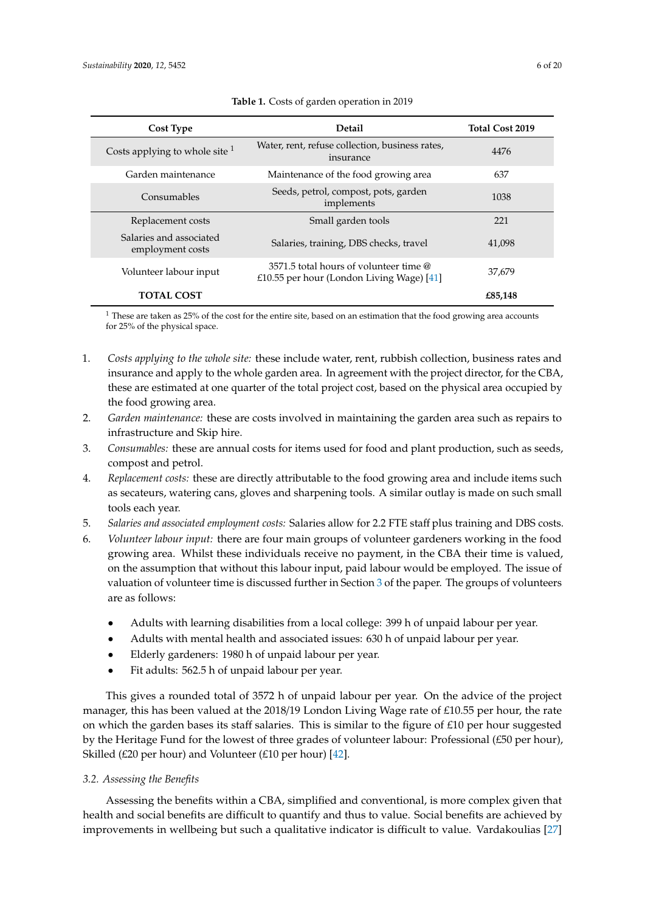**Table 1.** Costs of garden operation in 2019

| Cost Type | Detail | Total Cost 2019 |
|---|---|---|
| Costs applying to whole site [1] | Water, rent, refuse collection, business rates, insurance | 4476 |
| Garden maintenance | Maintenance of the food growing area | 637 |
| Consumables | Seeds, petrol, compost, pots, garden implements | 1038 |
| Replacement costs | Small garden tools | 221 |
| Salaries and associated employment costs | Salaries, training, DBS checks, travel | 41,098 |
| Volunteer labour input | 3571.5 total hours of volunteer time @ £10.55 per hour (London Living Wage) [41] | 37,679 |
| **TOTAL COST** | | **£85,148** |

[1] These are taken as 25% of the cost for the entire site, based on an estimation that the food growing area accounts for 25% of the physical space.

1. *Costs applying to the whole site:* these include water, rent, rubbish collection, business rates and insurance and apply to the whole garden area. In agreement with the project director, for the CBA, these are estimated at one quarter of the total project cost, based on the physical area occupied by the food growing area.
2. *Garden maintenance:* these are costs involved in maintaining the garden area such as repairs to infrastructure and Skip hire.
3. *Consumables:* these are annual costs for items used for food and plant production, such as seeds, compost and petrol.
4. *Replacement costs:* these are directly attributable to the food growing area and include items such as secateurs, watering cans, gloves and sharpening tools. A similar outlay is made on such small tools each year.
5. *Salaries and associated employment costs:* Salaries allow for 2.2 FTE staff plus training and DBS costs.
6. *Volunteer labour input:* there are four main groups of volunteer gardeners working in the food growing area. Whilst these individuals receive no payment, in the CBA their time is valued, on the assumption that without this labour input, paid labour would be employed. The issue of valuation of volunteer time is discussed further in Section 3 of the paper. The groups of volunteers are as follows:

    - Adults with learning disabilities from a local college: 399 h of unpaid labour per year.
    - Adults with mental health and associated issues: 630 h of unpaid labour per year.
    - Elderly gardeners: 1980 h of unpaid labour per year.
    - Fit adults: 562.5 h of unpaid labour per year.

This gives a rounded total of 3572 h of unpaid labour per year. On the advice of the project manager, this has been valued at the 2018/19 London Living Wage rate of £10.55 per hour, the rate on which the garden bases its staff salaries. This is similar to the figure of £10 per hour suggested by the Heritage Fund for the lowest of three grades of volunteer labour: Professional (£50 per hour), Skilled (£20 per hour) and Volunteer (£10 per hour) [42].

### *3.2. Assessing the Benefits*

Assessing the benefits within a CBA, simplified and conventional, is more complex given that health and social benefits are difficult to quantify and thus to value. Social benefits are achieved by improvements in wellbeing but such a qualitative indicator is difficult to value. Vardakoulias [27]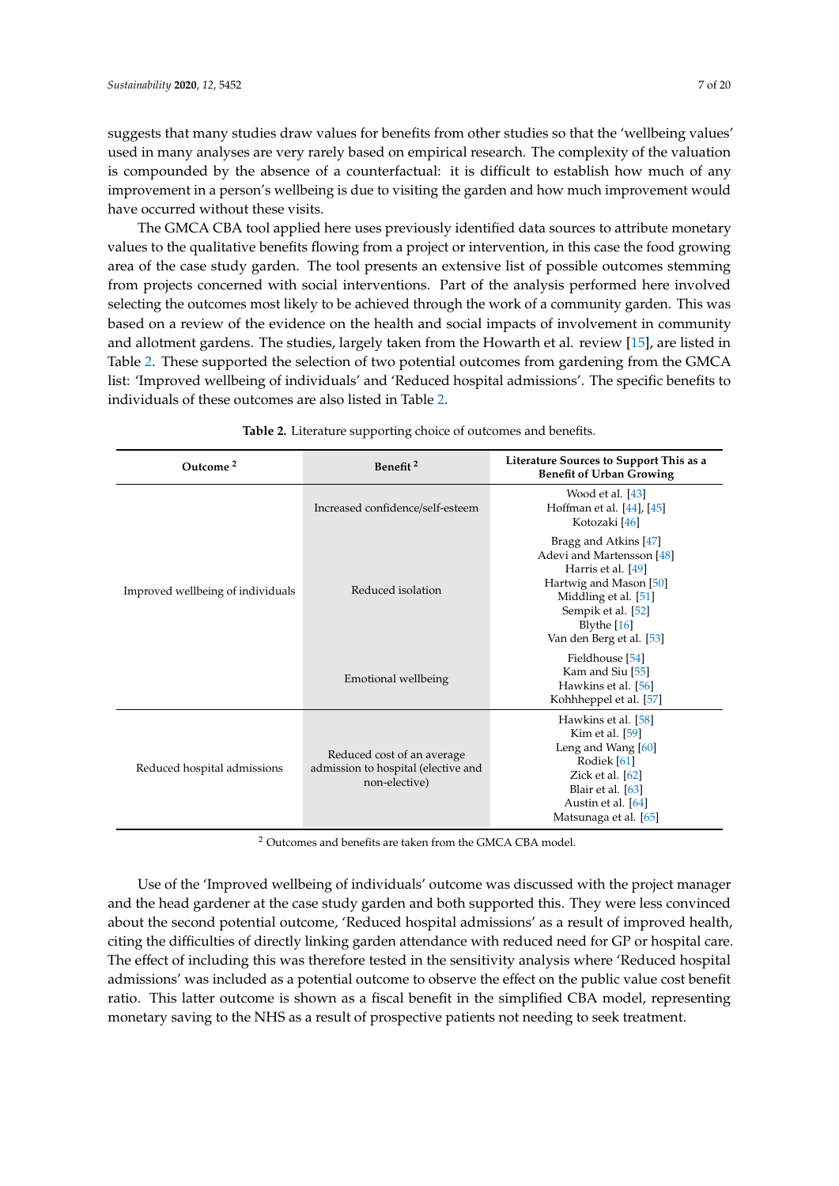suggests that many studies draw values for benefits from other studies so that the 'wellbeing values' used in many analyses are very rarely based on empirical research. The complexity of the valuation is compounded by the absence of a counterfactual: it is difficult to establish how much of any improvement in a person's wellbeing is due to visiting the garden and how much improvement would have occurred without these visits.

The GMCA CBA tool applied here uses previously identified data sources to attribute monetary values to the qualitative benefits flowing from a project or intervention, in this case the food growing area of the case study garden. The tool presents an extensive list of possible outcomes stemming from projects concerned with social interventions. Part of the analysis performed here involved selecting the outcomes most likely to be achieved through the work of a community garden. This was based on a review of the evidence on the health and social impacts of involvement in community and allotment gardens. The studies, largely taken from the Howarth et al. review [15], are listed in Table 2. These supported the selection of two potential outcomes from gardening from the GMCA list: 'Improved wellbeing of individuals' and 'Reduced hospital admissions'. The specific benefits to individuals of these outcomes are also listed in Table 2.

**Table 2.** Literature supporting choice of outcomes and benefits.

| Outcome [2] | Benefit [2] | Literature Sources to Support This as a Benefit of Urban Growing |
|---|---|---|
| Improved wellbeing of individuals | Increased confidence/self-esteem | Wood et al. [43]<br>Hoffman et al. [44], [45]<br>Kotozaki [46] |
| | Reduced isolation | Bragg and Atkins [47]<br>Adevi and Martensson [48]<br>Harris et al. [49]<br>Hartwig and Mason [50]<br>Middling et al. [51]<br>Sempik et al. [52]<br>Blythe [16]<br>Van den Berg et al. [53] |
| | Emotional wellbeing | Fieldhouse [54]<br>Kam and Siu [55]<br>Hawkins et al. [56]<br>Kohhheppel et al. [57] |
| Reduced hospital admissions | Reduced cost of an average admission to hospital (elective and non-elective) | Hawkins et al. [58]<br>Kim et al. [59]<br>Leng and Wang [60]<br>Rodiek [61]<br>Zick et al. [62]<br>Blair et al. [63]<br>Austin et al. [64]<br>Matsunaga et al. [65] |

[2] Outcomes and benefits are taken from the GMCA CBA model.

Use of the 'Improved wellbeing of individuals' outcome was discussed with the project manager and the head gardener at the case study garden and both supported this. They were less convinced about the second potential outcome, 'Reduced hospital admissions' as a result of improved health, citing the difficulties of directly linking garden attendance with reduced need for GP or hospital care. The effect of including this was therefore tested in the sensitivity analysis where 'Reduced hospital admissions' was included as a potential outcome to observe the effect on the public value cost benefit ratio. This latter outcome is shown as a fiscal benefit in the simplified CBA model, representing monetary saving to the NHS as a result of prospective patients not needing to seek treatment.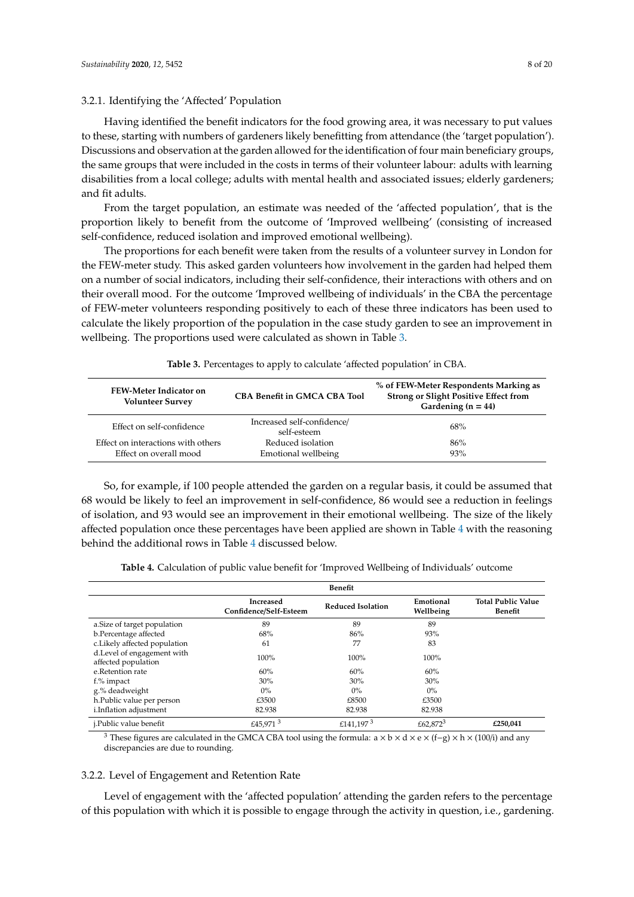### 3.2.1. Identifying the 'Affected' Population

Having identified the benefit indicators for the food growing area, it was necessary to put values to these, starting with numbers of gardeners likely benefitting from attendance (the 'target population'). Discussions and observation at the garden allowed for the identification of four main beneficiary groups, the same groups that were included in the costs in terms of their volunteer labour: adults with learning disabilities from a local college; adults with mental health and associated issues; elderly gardeners; and fit adults.

From the target population, an estimate was needed of the 'affected population', that is the proportion likely to benefit from the outcome of 'Improved wellbeing' (consisting of increased self-confidence, reduced isolation and improved emotional wellbeing).

The proportions for each benefit were taken from the results of a volunteer survey in London for the FEW-meter study. This asked garden volunteers how involvement in the garden had helped them on a number of social indicators, including their self-confidence, their interactions with others and on their overall mood. For the outcome 'Improved wellbeing of individuals' in the CBA the percentage of FEW-meter volunteers responding positively to each of these three indicators has been used to calculate the likely proportion of the population in the case study garden to see an improvement in wellbeing. The proportions used were calculated as shown in Table 3.

**Table 3.** Percentages to apply to calculate 'affected population' in CBA.

| FEW-Meter Indicator on Volunteer Survey | CBA Benefit in GMCA CBA Tool | % of FEW-Meter Respondents Marking as Strong or Slight Positive Effect from Gardening (n = 44) |
|---|---|---|
| Effect on self-confidence | Increased self-confidence/ self-esteem | 68% |
| Effect on interactions with others | Reduced isolation | 86% |
| Effect on overall mood | Emotional wellbeing | 93% |

So, for example, if 100 people attended the garden on a regular basis, it could be assumed that 68 would be likely to feel an improvement in self-confidence, 86 would see a reduction in feelings of isolation, and 93 would see an improvement in their emotional wellbeing. The size of the likely affected population once these percentages have been applied are shown in Table 4 with the reasoning behind the additional rows in Table 4 discussed below.

**Table 4.** Calculation of public value benefit for 'Improved Wellbeing of Individuals' outcome

| | Benefit | | | |
|---|---|---|---|---|
| | Increased Confidence/Self-Esteem | Reduced Isolation | Emotional Wellbeing | Total Public Value Benefit |
| a.Size of target population | 89 | 89 | 89 | |
| b.Percentage affected | 68% | 86% | 93% | |
| c.Likely affected population | 61 | 77 | 83 | |
| d.Level of engagement with affected population | 100% | 100% | 100% | |
| e.Retention rate | 60% | 60% | 60% | |
| f.% impact | 30% | 30% | 30% | |
| g.% deadweight | 0% | 0% | 0% | |
| h.Public value per person | £3500 | £8500 | £3500 | |
| i.Inflation adjustment | 82.938 | 82.938 | 82.938 | |
| j.Public value benefit | £45,971 [3] | £141,197 [3] | £62,872 [3] | £250,041 |

[3] These figures are calculated in the GMCA CBA tool using the formula: $a \times b \times d \times e \times (f-g) \times h \times (100/i)$ and any discrepancies are due to rounding.

### 3.2.2. Level of Engagement and Retention Rate

Level of engagement with the 'affected population' attending the garden refers to the percentage of this population with which it is possible to engage through the activity in question, i.e., gardening.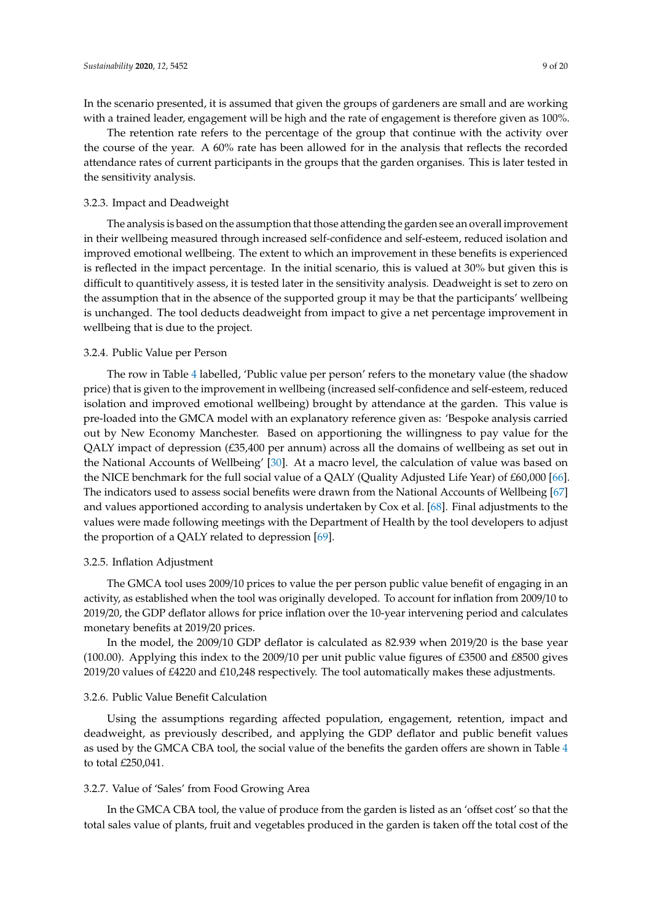In the scenario presented, it is assumed that given the groups of gardeners are small and are working with a trained leader, engagement will be high and the rate of engagement is therefore given as 100%.

The retention rate refers to the percentage of the group that continue with the activity over the course of the year. A 60% rate has been allowed for in the analysis that reflects the recorded attendance rates of current participants in the groups that the garden organises. This is later tested in the sensitivity analysis.

### 3.2.3. Impact and Deadweight

The analysis is based on the assumption that those attending the garden see an overall improvement in their wellbeing measured through increased self-confidence and self-esteem, reduced isolation and improved emotional wellbeing. The extent to which an improvement in these benefits is experienced is reflected in the impact percentage. In the initial scenario, this is valued at 30% but given this is difficult to quantitively assess, it is tested later in the sensitivity analysis. Deadweight is set to zero on the assumption that in the absence of the supported group it may be that the participants' wellbeing is unchanged. The tool deducts deadweight from impact to give a net percentage improvement in wellbeing that is due to the project.

### 3.2.4. Public Value per Person

The row in Table 4 labelled, 'Public value per person' refers to the monetary value (the shadow price) that is given to the improvement in wellbeing (increased self-confidence and self-esteem, reduced isolation and improved emotional wellbeing) brought by attendance at the garden. This value is pre-loaded into the GMCA model with an explanatory reference given as: 'Bespoke analysis carried out by New Economy Manchester. Based on apportioning the willingness to pay value for the QALY impact of depression (£35,400 per annum) across all the domains of wellbeing as set out in the National Accounts of Wellbeing' [30]. At a macro level, the calculation of value was based on the NICE benchmark for the full social value of a QALY (Quality Adjusted Life Year) of £60,000 [66]. The indicators used to assess social benefits were drawn from the National Accounts of Wellbeing [67] and values apportioned according to analysis undertaken by Cox et al. [68]. Final adjustments to the values were made following meetings with the Department of Health by the tool developers to adjust the proportion of a QALY related to depression [69].

### 3.2.5. Inflation Adjustment

The GMCA tool uses 2009/10 prices to value the per person public value benefit of engaging in an activity, as established when the tool was originally developed. To account for inflation from 2009/10 to 2019/20, the GDP deflator allows for price inflation over the 10-year intervening period and calculates monetary benefits at 2019/20 prices.

In the model, the 2009/10 GDP deflator is calculated as 82.939 when 2019/20 is the base year (100.00). Applying this index to the 2009/10 per unit public value figures of £3500 and £8500 gives 2019/20 values of £4220 and £10,248 respectively. The tool automatically makes these adjustments.

### 3.2.6. Public Value Benefit Calculation

Using the assumptions regarding affected population, engagement, retention, impact and deadweight, as previously described, and applying the GDP deflator and public benefit values as used by the GMCA CBA tool, the social value of the benefits the garden offers are shown in Table 4 to total £250,041.

### 3.2.7. Value of 'Sales' from Food Growing Area

In the GMCA CBA tool, the value of produce from the garden is listed as an 'offset cost' so that the total sales value of plants, fruit and vegetables produced in the garden is taken off the total cost of the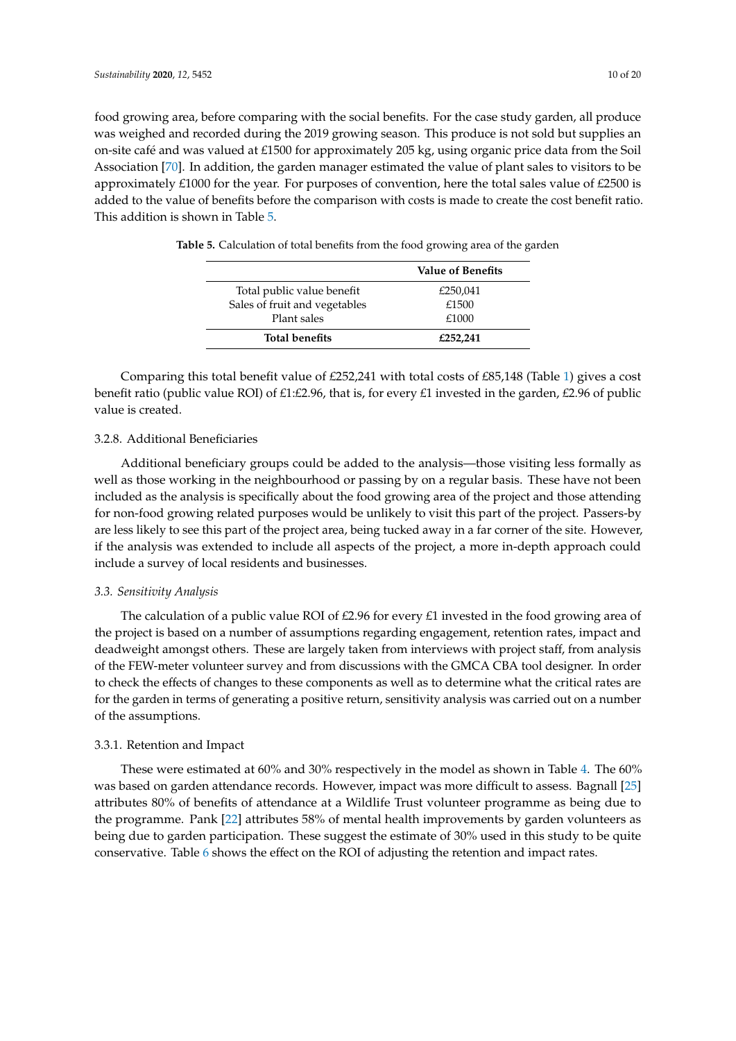food growing area, before comparing with the social benefits. For the case study garden, all produce was weighed and recorded during the 2019 growing season. This produce is not sold but supplies an on-site café and was valued at £1500 for approximately 205 kg, using organic price data from the Soil Association [70]. In addition, the garden manager estimated the value of plant sales to visitors to be approximately £1000 for the year. For purposes of convention, here the total sales value of £2500 is added to the value of benefits before the comparison with costs is made to create the cost benefit ratio. This addition is shown in Table 5.

**Table 5.** Calculation of total benefits from the food growing area of the garden

| | **Value of Benefits** |
|---|---|
| Total public value benefit | £250,041 |
| Sales of fruit and vegetables | £1500 |
| Plant sales | £1000 |
| **Total benefits** | **£252,241** |

Comparing this total benefit value of £252,241 with total costs of £85,148 (Table 1) gives a cost benefit ratio (public value ROI) of £1:£2.96, that is, for every £1 invested in the garden, £2.96 of public value is created.

#### 3.2.8. Additional Beneficiaries

Additional beneficiary groups could be added to the analysis—those visiting less formally as well as those working in the neighbourhood or passing by on a regular basis. These have not been included as the analysis is specifically about the food growing area of the project and those attending for non-food growing related purposes would be unlikely to visit this part of the project. Passers-by are less likely to see this part of the project area, being tucked away in a far corner of the site. However, if the analysis was extended to include all aspects of the project, a more in-depth approach could include a survey of local residents and businesses.

### *3.3. Sensitivity Analysis*

The calculation of a public value ROI of £2.96 for every £1 invested in the food growing area of the project is based on a number of assumptions regarding engagement, retention rates, impact and deadweight amongst others. These are largely taken from interviews with project staff, from analysis of the FEW-meter volunteer survey and from discussions with the GMCA CBA tool designer. In order to check the effects of changes to these components as well as to determine what the critical rates are for the garden in terms of generating a positive return, sensitivity analysis was carried out on a number of the assumptions.

#### 3.3.1. Retention and Impact

These were estimated at 60% and 30% respectively in the model as shown in Table 4. The 60% was based on garden attendance records. However, impact was more difficult to assess. Bagnall [25] attributes 80% of benefits of attendance at a Wildlife Trust volunteer programme as being due to the programme. Pank [22] attributes 58% of mental health improvements by garden volunteers as being due to garden participation. These suggest the estimate of 30% used in this study to be quite conservative. Table 6 shows the effect on the ROI of adjusting the retention and impact rates.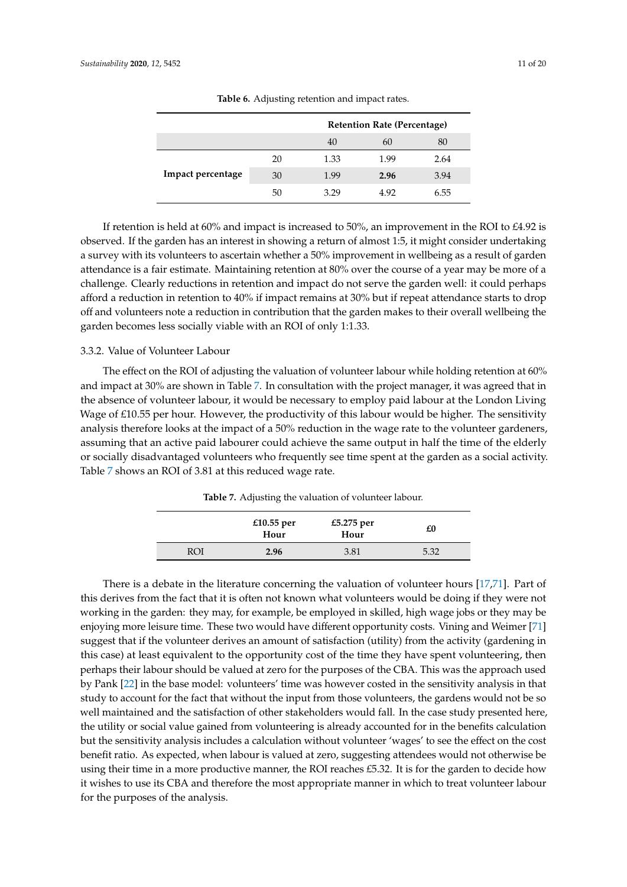**Table 6.** Adjusting retention and impact rates.

| | | Retention Rate (Percentage) | | |
|---|---|---|---|---|
| | | 40 | 60 | 80 |
| **Impact percentage** | 20 | 1.33 | 1.99 | 2.64 |
| | 30 | 1.99 | **2.96** | 3.94 |
| | 50 | 3.29 | 4.92 | 6.55 |

If retention is held at 60% and impact is increased to 50%, an improvement in the ROI to £4.92 is observed. If the garden has an interest in showing a return of almost 1:5, it might consider undertaking a survey with its volunteers to ascertain whether a 50% improvement in wellbeing as a result of garden attendance is a fair estimate. Maintaining retention at 80% over the course of a year may be more of a challenge. Clearly reductions in retention and impact do not serve the garden well: it could perhaps afford a reduction in retention to 40% if impact remains at 30% but if repeat attendance starts to drop off and volunteers note a reduction in contribution that the garden makes to their overall wellbeing the garden becomes less socially viable with an ROI of only 1:1.33.

3.3.2. Value of Volunteer Labour

The effect on the ROI of adjusting the valuation of volunteer labour while holding retention at 60% and impact at 30% are shown in Table 7. In consultation with the project manager, it was agreed that in the absence of volunteer labour, it would be necessary to employ paid labour at the London Living Wage of £10.55 per hour. However, the productivity of this labour would be higher. The sensitivity analysis therefore looks at the impact of a 50% reduction in the wage rate to the volunteer gardeners, assuming that an active paid labourer could achieve the same output in half the time of the elderly or socially disadvantaged volunteers who frequently see time spent at the garden as a social activity. Table 7 shows an ROI of 3.81 at this reduced wage rate.

**Table 7.** Adjusting the valuation of volunteer labour.

| | £10.55 per Hour | £5.275 per Hour | £0 |
|---|---|---|---|
| ROI | **2.96** | 3.81 | 5.32 |

There is a debate in the literature concerning the valuation of volunteer hours [17,71]. Part of this derives from the fact that it is often not known what volunteers would be doing if they were not working in the garden: they may, for example, be employed in skilled, high wage jobs or they may be enjoying more leisure time. These two would have different opportunity costs. Vining and Weimer [71] suggest that if the volunteer derives an amount of satisfaction (utility) from the activity (gardening in this case) at least equivalent to the opportunity cost of the time they have spent volunteering, then perhaps their labour should be valued at zero for the purposes of the CBA. This was the approach used by Pank [22] in the base model: volunteers' time was however costed in the sensitivity analysis in that study to account for the fact that without the input from those volunteers, the gardens would not be so well maintained and the satisfaction of other stakeholders would fall. In the case study presented here, the utility or social value gained from volunteering is already accounted for in the benefits calculation but the sensitivity analysis includes a calculation without volunteer 'wages' to see the effect on the cost benefit ratio. As expected, when labour is valued at zero, suggesting attendees would not otherwise be using their time in a more productive manner, the ROI reaches £5.32. It is for the garden to decide how it wishes to use its CBA and therefore the most appropriate manner in which to treat volunteer labour for the purposes of the analysis.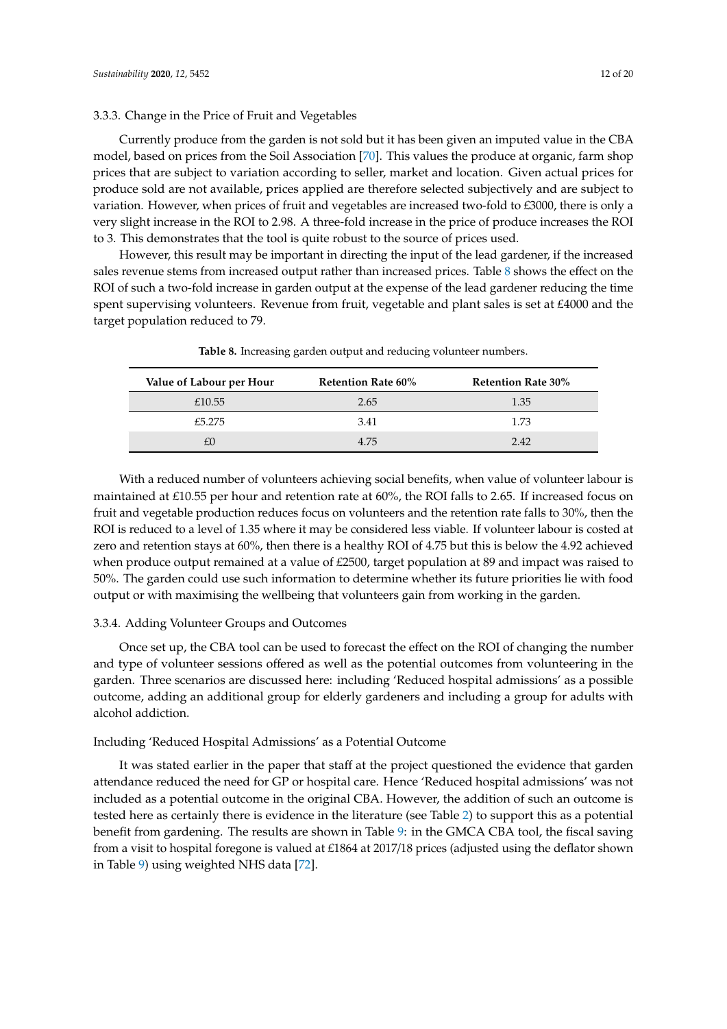#### 3.3.3. Change in the Price of Fruit and Vegetables

Currently produce from the garden is not sold but it has been given an imputed value in the CBA model, based on prices from the Soil Association [70]. This values the produce at organic, farm shop prices that are subject to variation according to seller, market and location. Given actual prices for produce sold are not available, prices applied are therefore selected subjectively and are subject to variation. However, when prices of fruit and vegetables are increased two-fold to £3000, there is only a very slight increase in the ROI to 2.98. A three-fold increase in the price of produce increases the ROI to 3. This demonstrates that the tool is quite robust to the source of prices used.

However, this result may be important in directing the input of the lead gardener, if the increased sales revenue stems from increased output rather than increased prices. Table 8 shows the effect on the ROI of such a two-fold increase in garden output at the expense of the lead gardener reducing the time spent supervising volunteers. Revenue from fruit, vegetable and plant sales is set at £4000 and the target population reduced to 79.

**Table 8.** Increasing garden output and reducing volunteer numbers.

| Value of Labour per Hour | Retention Rate 60% | Retention Rate 30% |
|---|---|---|
| £10.55 | 2.65 | 1.35 |
| £5.275 | 3.41 | 1.73 |
| £0 | 4.75 | 2.42 |

With a reduced number of volunteers achieving social benefits, when value of volunteer labour is maintained at £10.55 per hour and retention rate at 60%, the ROI falls to 2.65. If increased focus on fruit and vegetable production reduces focus on volunteers and the retention rate falls to 30%, then the ROI is reduced to a level of 1.35 where it may be considered less viable. If volunteer labour is costed at zero and retention stays at 60%, then there is a healthy ROI of 4.75 but this is below the 4.92 achieved when produce output remained at a value of £2500, target population at 89 and impact was raised to 50%. The garden could use such information to determine whether its future priorities lie with food output or with maximising the wellbeing that volunteers gain from working in the garden.

#### 3.3.4. Adding Volunteer Groups and Outcomes

Once set up, the CBA tool can be used to forecast the effect on the ROI of changing the number and type of volunteer sessions offered as well as the potential outcomes from volunteering in the garden. Three scenarios are discussed here: including 'Reduced hospital admissions' as a possible outcome, adding an additional group for elderly gardeners and including a group for adults with alcohol addiction.

##### Including 'Reduced Hospital Admissions' as a Potential Outcome

It was stated earlier in the paper that staff at the project questioned the evidence that garden attendance reduced the need for GP or hospital care. Hence 'Reduced hospital admissions' was not included as a potential outcome in the original CBA. However, the addition of such an outcome is tested here as certainly there is evidence in the literature (see Table 2) to support this as a potential benefit from gardening. The results are shown in Table 9: in the GMCA CBA tool, the fiscal saving from a visit to hospital foregone is valued at £1864 at 2017/18 prices (adjusted using the deflator shown in Table 9) using weighted NHS data [72].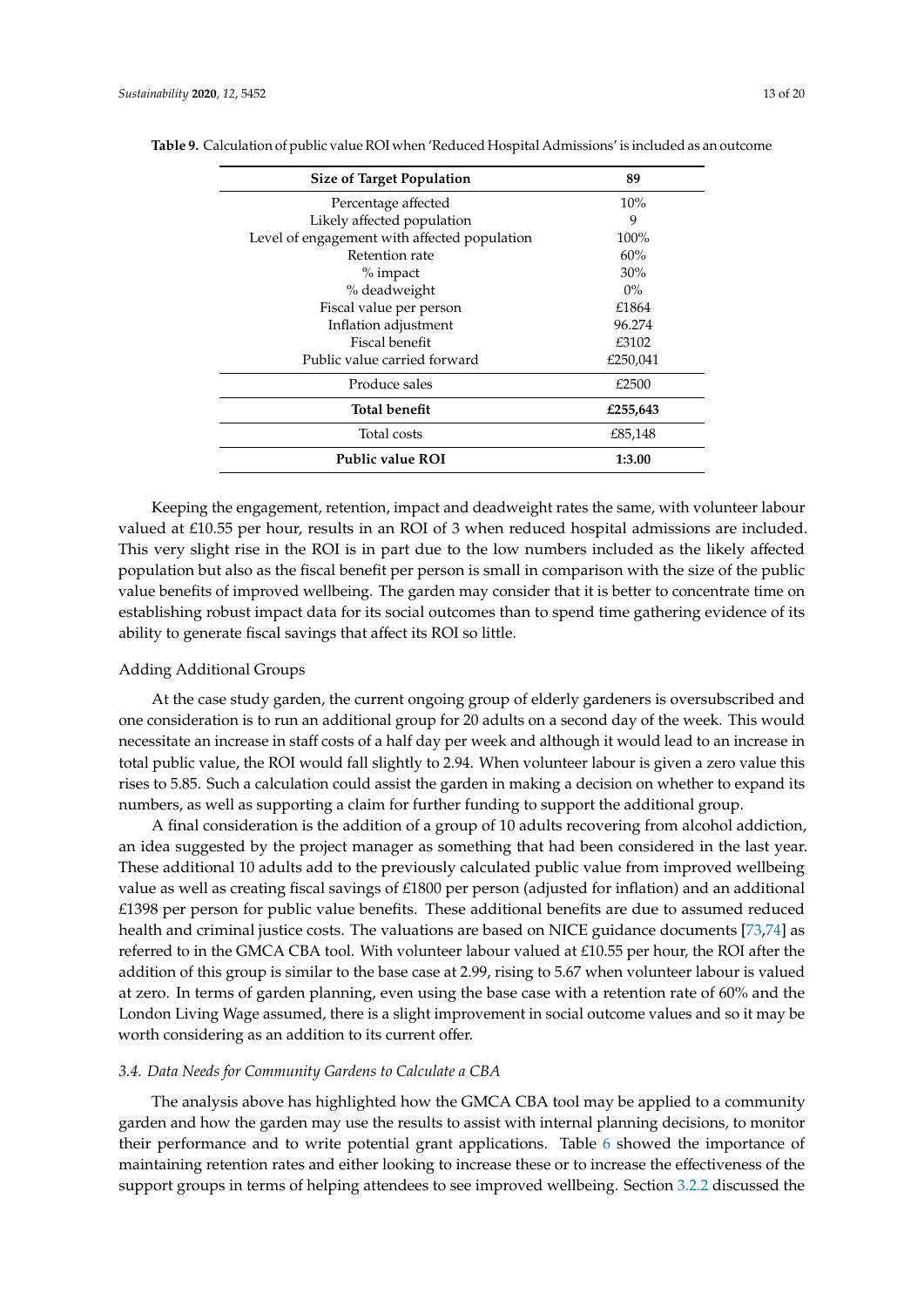**Table 9.** Calculation of public value ROI when 'Reduced Hospital Admissions' is included as an outcome

| **Size of Target Population** | **89** |
|---|---|
| Percentage affected | 10% |
| Likely affected population | 9 |
| Level of engagement with affected population | 100% |
| Retention rate | 60% |
| % impact | 30% |
| % deadweight | 0% |
| Fiscal value per person | £1864 |
| Inflation adjustment | 96.274 |
| Fiscal benefit | £3102 |
| Public value carried forward | £250,041 |
| Produce sales | £2500 |
| **Total benefit** | **£255,643** |
| Total costs | £85,148 |
| **Public value ROI** | **1:3.00** |

Keeping the engagement, retention, impact and deadweight rates the same, with volunteer labour valued at £10.55 per hour, results in an ROI of 3 when reduced hospital admissions are included. This very slight rise in the ROI is in part due to the low numbers included as the likely affected population but also as the fiscal benefit per person is small in comparison with the size of the public value benefits of improved wellbeing. The garden may consider that it is better to concentrate time on establishing robust impact data for its social outcomes than to spend time gathering evidence of its ability to generate fiscal savings that affect its ROI so little.

Adding Additional Groups

At the case study garden, the current ongoing group of elderly gardeners is oversubscribed and one consideration is to run an additional group for 20 adults on a second day of the week. This would necessitate an increase in staff costs of a half day per week and although it would lead to an increase in total public value, the ROI would fall slightly to 2.94. When volunteer labour is given a zero value this rises to 5.85. Such a calculation could assist the garden in making a decision on whether to expand its numbers, as well as supporting a claim for further funding to support the additional group.

A final consideration is the addition of a group of 10 adults recovering from alcohol addiction, an idea suggested by the project manager as something that had been considered in the last year. These additional 10 adults add to the previously calculated public value from improved wellbeing value as well as creating fiscal savings of £1800 per person (adjusted for inflation) and an additional £1398 per person for public value benefits. These additional benefits are due to assumed reduced health and criminal justice costs. The valuations are based on NICE guidance documents [73,74] as referred to in the GMCA CBA tool. With volunteer labour valued at £10.55 per hour, the ROI after the addition of this group is similar to the base case at 2.99, rising to 5.67 when volunteer labour is valued at zero. In terms of garden planning, even using the base case with a retention rate of 60% and the London Living Wage assumed, there is a slight improvement in social outcome values and so it may be worth considering as an addition to its current offer.

### *3.4. Data Needs for Community Gardens to Calculate a CBA*

The analysis above has highlighted how the GMCA CBA tool may be applied to a community garden and how the garden may use the results to assist with internal planning decisions, to monitor their performance and to write potential grant applications. Table 6 showed the importance of maintaining retention rates and either looking to increase these or to increase the effectiveness of the support groups in terms of helping attendees to see improved wellbeing. Section 3.2.2 discussed the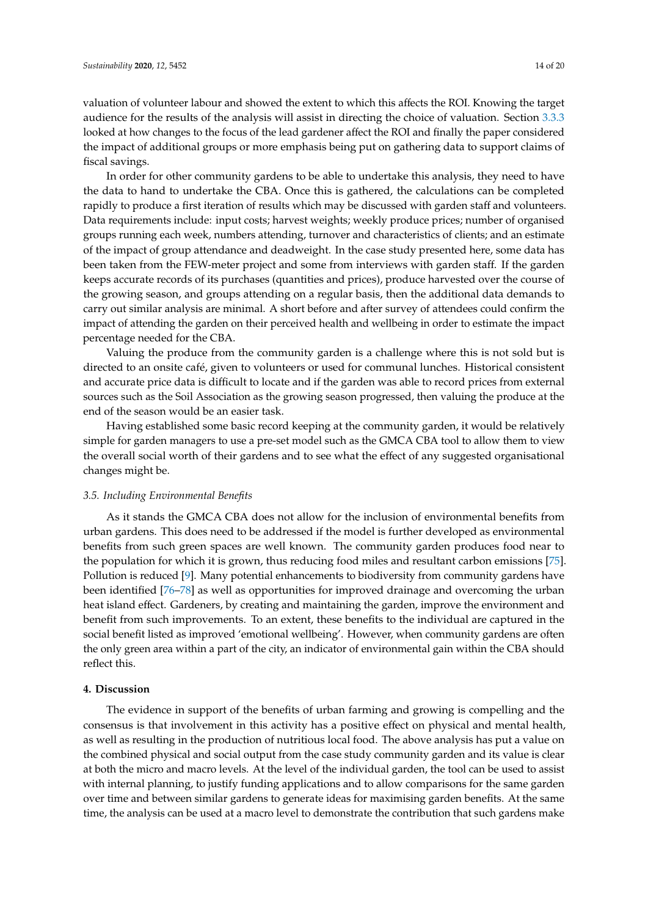valuation of volunteer labour and showed the extent to which this affects the ROI. Knowing the target audience for the results of the analysis will assist in directing the choice of valuation. Section 3.3.3 looked at how changes to the focus of the lead gardener affect the ROI and finally the paper considered the impact of additional groups or more emphasis being put on gathering data to support claims of fiscal savings.

In order for other community gardens to be able to undertake this analysis, they need to have the data to hand to undertake the CBA. Once this is gathered, the calculations can be completed rapidly to produce a first iteration of results which may be discussed with garden staff and volunteers. Data requirements include: input costs; harvest weights; weekly produce prices; number of organised groups running each week, numbers attending, turnover and characteristics of clients; and an estimate of the impact of group attendance and deadweight. In the case study presented here, some data has been taken from the FEW-meter project and some from interviews with garden staff. If the garden keeps accurate records of its purchases (quantities and prices), produce harvested over the course of the growing season, and groups attending on a regular basis, then the additional data demands to carry out similar analysis are minimal. A short before and after survey of attendees could confirm the impact of attending the garden on their perceived health and wellbeing in order to estimate the impact percentage needed for the CBA.

Valuing the produce from the community garden is a challenge where this is not sold but is directed to an onsite café, given to volunteers or used for communal lunches. Historical consistent and accurate price data is difficult to locate and if the garden was able to record prices from external sources such as the Soil Association as the growing season progressed, then valuing the produce at the end of the season would be an easier task.

Having established some basic record keeping at the community garden, it would be relatively simple for garden managers to use a pre-set model such as the GMCA CBA tool to allow them to view the overall social worth of their gardens and to see what the effect of any suggested organisational changes might be.

### *3.5. Including Environmental Benefits*

As it stands the GMCA CBA does not allow for the inclusion of environmental benefits from urban gardens. This does need to be addressed if the model is further developed as environmental benefits from such green spaces are well known. The community garden produces food near to the population for which it is grown, thus reducing food miles and resultant carbon emissions [75]. Pollution is reduced [9]. Many potential enhancements to biodiversity from community gardens have been identified [76–78] as well as opportunities for improved drainage and overcoming the urban heat island effect. Gardeners, by creating and maintaining the garden, improve the environment and benefit from such improvements. To an extent, these benefits to the individual are captured in the social benefit listed as improved 'emotional wellbeing'. However, when community gardens are often the only green area within a part of the city, an indicator of environmental gain within the CBA should reflect this.

## **4. Discussion**

The evidence in support of the benefits of urban farming and growing is compelling and the consensus is that involvement in this activity has a positive effect on physical and mental health, as well as resulting in the production of nutritious local food. The above analysis has put a value on the combined physical and social output from the case study community garden and its value is clear at both the micro and macro levels. At the level of the individual garden, the tool can be used to assist with internal planning, to justify funding applications and to allow comparisons for the same garden over time and between similar gardens to generate ideas for maximising garden benefits. At the same time, the analysis can be used at a macro level to demonstrate the contribution that such gardens make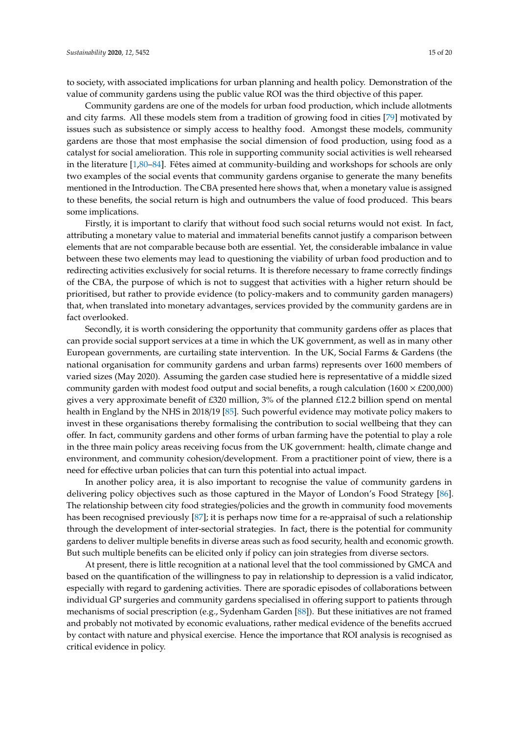to society, with associated implications for urban planning and health policy. Demonstration of the value of community gardens using the public value ROI was the third objective of this paper.

Community gardens are one of the models for urban food production, which include allotments and city farms. All these models stem from a tradition of growing food in cities [79] motivated by issues such as subsistence or simply access to healthy food. Amongst these models, community gardens are those that most emphasise the social dimension of food production, using food as a catalyst for social amelioration. This role in supporting community social activities is well rehearsed in the literature [1,80–84]. Fêtes aimed at community-building and workshops for schools are only two examples of the social events that community gardens organise to generate the many benefits mentioned in the Introduction. The CBA presented here shows that, when a monetary value is assigned to these benefits, the social return is high and outnumbers the value of food produced. This bears some implications.

Firstly, it is important to clarify that without food such social returns would not exist. In fact, attributing a monetary value to material and immaterial benefits cannot justify a comparison between elements that are not comparable because both are essential. Yet, the considerable imbalance in value between these two elements may lead to questioning the viability of urban food production and to redirecting activities exclusively for social returns. It is therefore necessary to frame correctly findings of the CBA, the purpose of which is not to suggest that activities with a higher return should be prioritised, but rather to provide evidence (to policy-makers and to community garden managers) that, when translated into monetary advantages, services provided by the community gardens are in fact overlooked.

Secondly, it is worth considering the opportunity that community gardens offer as places that can provide social support services at a time in which the UK government, as well as in many other European governments, are curtailing state intervention. In the UK, Social Farms & Gardens (the national organisation for community gardens and urban farms) represents over 1600 members of varied sizes (May 2020). Assuming the garden case studied here is representative of a middle sized community garden with modest food output and social benefits, a rough calculation (1600 × £200,000) gives a very approximate benefit of £320 million, 3% of the planned £12.2 billion spend on mental health in England by the NHS in 2018/19 [85]. Such powerful evidence may motivate policy makers to invest in these organisations thereby formalising the contribution to social wellbeing that they can offer. In fact, community gardens and other forms of urban farming have the potential to play a role in the three main policy areas receiving focus from the UK government: health, climate change and environment, and community cohesion/development. From a practitioner point of view, there is a need for effective urban policies that can turn this potential into actual impact.

In another policy area, it is also important to recognise the value of community gardens in delivering policy objectives such as those captured in the Mayor of London's Food Strategy [86]. The relationship between city food strategies/policies and the growth in community food movements has been recognised previously [87]; it is perhaps now time for a re-appraisal of such a relationship through the development of inter-sectorial strategies. In fact, there is the potential for community gardens to deliver multiple benefits in diverse areas such as food security, health and economic growth. But such multiple benefits can be elicited only if policy can join strategies from diverse sectors.

At present, there is little recognition at a national level that the tool commissioned by GMCA and based on the quantification of the willingness to pay in relationship to depression is a valid indicator, especially with regard to gardening activities. There are sporadic episodes of collaborations between individual GP surgeries and community gardens specialised in offering support to patients through mechanisms of social prescription (e.g., Sydenham Garden [88]). But these initiatives are not framed and probably not motivated by economic evaluations, rather medical evidence of the benefits accrued by contact with nature and physical exercise. Hence the importance that ROI analysis is recognised as critical evidence in policy.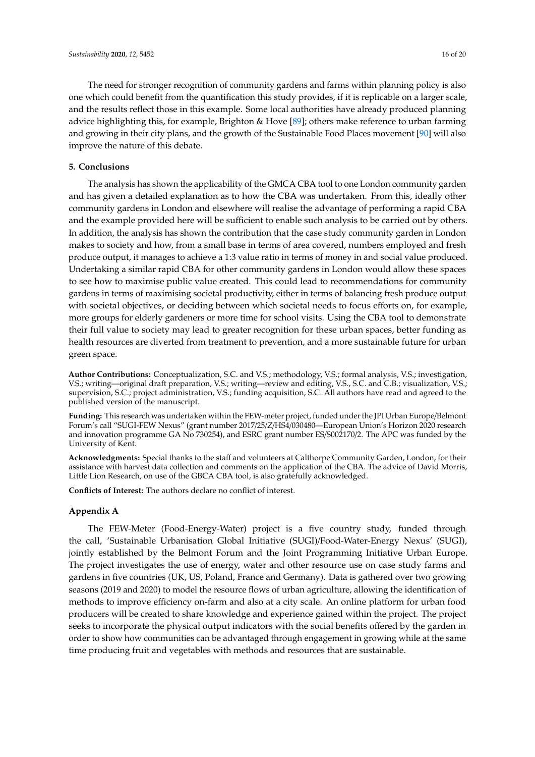The need for stronger recognition of community gardens and farms within planning policy is also one which could benefit from the quantification this study provides, if it is replicable on a larger scale, and the results reflect those in this example. Some local authorities have already produced planning advice highlighting this, for example, Brighton & Hove [89]; others make reference to urban farming and growing in their city plans, and the growth of the Sustainable Food Places movement [90] will also improve the nature of this debate.

## 5. Conclusions

The analysis has shown the applicability of the GMCA CBA tool to one London community garden and has given a detailed explanation as to how the CBA was undertaken. From this, ideally other community gardens in London and elsewhere will realise the advantage of performing a rapid CBA and the example provided here will be sufficient to enable such analysis to be carried out by others. In addition, the analysis has shown the contribution that the case study community garden in London makes to society and how, from a small base in terms of area covered, numbers employed and fresh produce output, it manages to achieve a 1:3 value ratio in terms of money in and social value produced. Undertaking a similar rapid CBA for other community gardens in London would allow these spaces to see how to maximise public value created. This could lead to recommendations for community gardens in terms of maximising societal productivity, either in terms of balancing fresh produce output with societal objectives, or deciding between which societal needs to focus efforts on, for example, more groups for elderly gardeners or more time for school visits. Using the CBA tool to demonstrate their full value to society may lead to greater recognition for these urban spaces, better funding as health resources are diverted from treatment to prevention, and a more sustainable future for urban green space.

**Author Contributions:** Conceptualization, S.C. and V.S.; methodology, V.S.; formal analysis, V.S.; investigation, V.S.; writing—original draft preparation, V.S.; writing—review and editing, V.S., S.C. and C.B.; visualization, V.S.; supervision, S.C.; project administration, V.S.; funding acquisition, S.C. All authors have read and agreed to the published version of the manuscript.

**Funding:** This research was undertaken within the FEW-meter project, funded under the JPI Urban Europe/Belmont Forum's call "SUGI-FEW Nexus" (grant number 2017/25/Z/HS4/030480—European Union's Horizon 2020 research and innovation programme GA No 730254), and ESRC grant number ES/S002170/2. The APC was funded by the University of Kent.

**Acknowledgments:** Special thanks to the staff and volunteers at Calthorpe Community Garden, London, for their assistance with harvest data collection and comments on the application of the CBA. The advice of David Morris, Little Lion Research, on use of the GBCA CBA tool, is also gratefully acknowledged.

**Conflicts of Interest:** The authors declare no conflict of interest.

## Appendix A

The FEW-Meter (Food-Energy-Water) project is a five country study, funded through the call, 'Sustainable Urbanisation Global Initiative (SUGI)/Food-Water-Energy Nexus' (SUGI), jointly established by the Belmont Forum and the Joint Programming Initiative Urban Europe. The project investigates the use of energy, water and other resource use on case study farms and gardens in five countries (UK, US, Poland, France and Germany). Data is gathered over two growing seasons (2019 and 2020) to model the resource flows of urban agriculture, allowing the identification of methods to improve efficiency on-farm and also at a city scale. An online platform for urban food producers will be created to share knowledge and experience gained within the project. The project seeks to incorporate the physical output indicators with the social benefits offered by the garden in order to show how communities can be advantaged through engagement in growing while at the same time producing fruit and vegetables with methods and resources that are sustainable.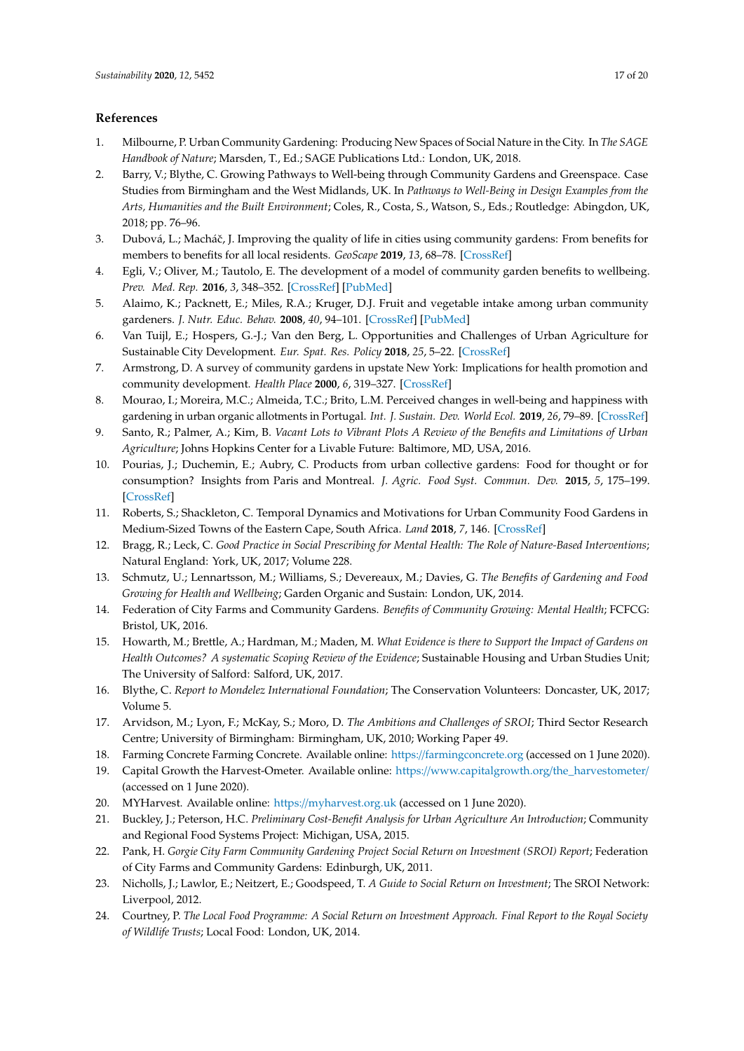## References

1. Milbourne, P. Urban Community Gardening: Producing New Spaces of Social Nature in the City. In *The SAGE Handbook of Nature*; Marsden, T., Ed.; SAGE Publications Ltd.: London, UK, 2018.
2. Barry, V.; Blythe, C. Growing Pathways to Well-being through Community Gardens and Greenspace. Case Studies from Birmingham and the West Midlands, UK. In *Pathways to Well-Being in Design Examples from the Arts, Humanities and the Built Environment*; Coles, R., Costa, S., Watson, S., Eds.; Routledge: Abingdon, UK, 2018; pp. 76–96.
3. Dubová, L.; Macháč, J. Improving the quality of life in cities using community gardens: From benefits for members to benefits for all local residents. *GeoScape* **2019**, *13*, 68–78. [CrossRef]
4. Egli, V.; Oliver, M.; Tautolo, E. The development of a model of community garden benefits to wellbeing. *Prev. Med. Rep.* **2016**, *3*, 348–352. [CrossRef] [PubMed]
5. Alaimo, K.; Packnett, E.; Miles, R.A.; Kruger, D.J. Fruit and vegetable intake among urban community gardeners. *J. Nutr. Educ. Behav.* **2008**, *40*, 94–101. [CrossRef] [PubMed]
6. Van Tuijl, E.; Hospers, G.-J.; Van den Berg, L. Opportunities and Challenges of Urban Agriculture for Sustainable City Development. *Eur. Spat. Res. Policy* **2018**, *25*, 5–22. [CrossRef]
7. Armstrong, D. A survey of community gardens in upstate New York: Implications for health promotion and community development. *Health Place* **2000**, *6*, 319–327. [CrossRef]
8. Mourao, I.; Moreira, M.C.; Almeida, T.C.; Brito, L.M. Perceived changes in well-being and happiness with gardening in urban organic allotments in Portugal. *Int. J. Sustain. Dev. World Ecol.* **2019**, *26*, 79–89. [CrossRef]
9. Santo, R.; Palmer, A.; Kim, B. *Vacant Lots to Vibrant Plots A Review of the Benefits and Limitations of Urban Agriculture*; Johns Hopkins Center for a Livable Future: Baltimore, MD, USA, 2016.
10. Pourias, J.; Duchemin, E.; Aubry, C. Products from urban collective gardens: Food for thought or for consumption? Insights from Paris and Montreal. *J. Agric. Food Syst. Commun. Dev.* **2015**, *5*, 175–199. [CrossRef]
11. Roberts, S.; Shackleton, C. Temporal Dynamics and Motivations for Urban Community Food Gardens in Medium-Sized Towns of the Eastern Cape, South Africa. *Land* **2018**, *7*, 146. [CrossRef]
12. Bragg, R.; Leck, C. *Good Practice in Social Prescribing for Mental Health: The Role of Nature-Based Interventions*; Natural England: York, UK, 2017; Volume 228.
13. Schmutz, U.; Lennartsson, M.; Williams, S.; Devereaux, M.; Davies, G. *The Benefits of Gardening and Food Growing for Health and Wellbeing*; Garden Organic and Sustain: London, UK, 2014.
14. Federation of City Farms and Community Gardens. *Benefits of Community Growing: Mental Health*; FCFCG: Bristol, UK, 2016.
15. Howarth, M.; Brettle, A.; Hardman, M.; Maden, M. *What Evidence is there to Support the Impact of Gardens on Health Outcomes? A systematic Scoping Review of the Evidence*; Sustainable Housing and Urban Studies Unit; The University of Salford: Salford, UK, 2017.
16. Blythe, C. *Report to Mondelez International Foundation*; The Conservation Volunteers: Doncaster, UK, 2017; Volume 5.
17. Arvidson, M.; Lyon, F.; McKay, S.; Moro, D. *The Ambitions and Challenges of SROI*; Third Sector Research Centre; University of Birmingham: Birmingham, UK, 2010; Working Paper 49.
18. Farming Concrete Farming Concrete. Available online: https://farmingconcrete.org (accessed on 1 June 2020).
19. Capital Growth the Harvest-Ometer. Available online: https://www.capitalgrowth.org/the_harvestometer/ (accessed on 1 June 2020).
20. MYHarvest. Available online: https://myharvest.org.uk (accessed on 1 June 2020).
21. Buckley, J.; Peterson, H.C. *Preliminary Cost-Benefit Analysis for Urban Agriculture An Introduction*; Community and Regional Food Systems Project: Michigan, USA, 2015.
22. Pank, H. *Gorgie City Farm Community Gardening Project Social Return on Investment (SROI) Report*; Federation of City Farms and Community Gardens: Edinburgh, UK, 2011.
23. Nicholls, J.; Lawlor, E.; Neitzert, E.; Goodspeed, T. *A Guide to Social Return on Investment*; The SROI Network: Liverpool, 2012.
24. Courtney, P. *The Local Food Programme: A Social Return on Investment Approach. Final Report to the Royal Society of Wildlife Trusts*; Local Food: London, UK, 2014.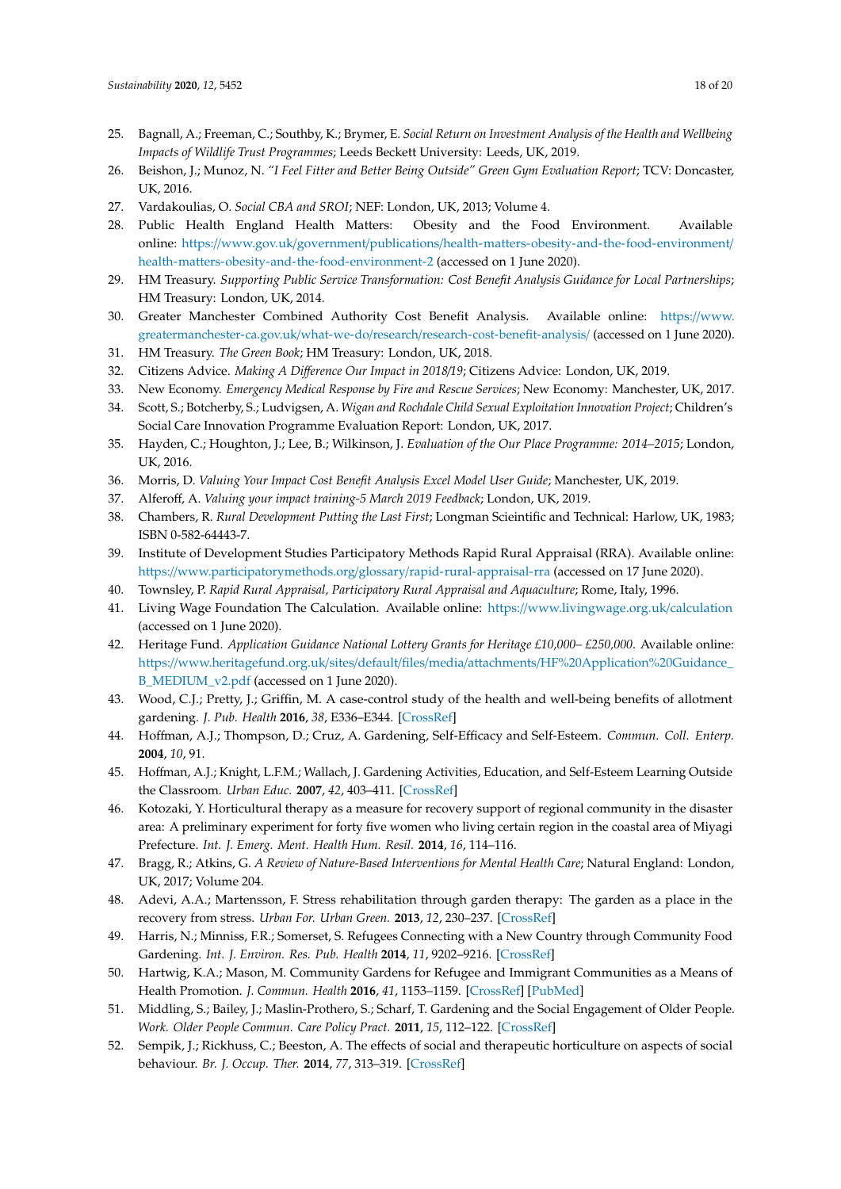25. Bagnall, A.; Freeman, C.; Southby, K.; Brymer, E. *Social Return on Investment Analysis of the Health and Wellbeing Impacts of Wildlife Trust Programmes*; Leeds Beckett University: Leeds, UK, 2019.
26. Beishon, J.; Munoz, N. *"I Feel Fitter and Better Being Outside" Green Gym Evaluation Report*; TCV: Doncaster, UK, 2016.
27. Vardakoulias, O. *Social CBA and SROI*; NEF: London, UK, 2013; Volume 4.
28. Public Health England Health Matters: Obesity and the Food Environment. Available online: https://www.gov.uk/government/publications/health-matters-obesity-and-the-food-environment/health-matters-obesity-and-the-food-environment-2 (accessed on 1 June 2020).
29. HM Treasury. *Supporting Public Service Transformation: Cost Benefit Analysis Guidance for Local Partnerships*; HM Treasury: London, UK, 2014.
30. Greater Manchester Combined Authority Cost Benefit Analysis. Available online: https://www.greatermanchester-ca.gov.uk/what-we-do/research/research-cost-benefit-analysis/ (accessed on 1 June 2020).
31. HM Treasury. *The Green Book*; HM Treasury: London, UK, 2018.
32. Citizens Advice. *Making A Difference Our Impact in 2018/19*; Citizens Advice: London, UK, 2019.
33. New Economy. *Emergency Medical Response by Fire and Rescue Services*; New Economy: Manchester, UK, 2017.
34. Scott, S.; Botcherby, S.; Ludvigsen, A. *Wigan and Rochdale Child Sexual Exploitation Innovation Project*; Children's Social Care Innovation Programme Evaluation Report: London, UK, 2017.
35. Hayden, C.; Houghton, J.; Lee, B.; Wilkinson, J. *Evaluation of the Our Place Programme: 2014–2015*; London, UK, 2016.
36. Morris, D. *Valuing Your Impact Cost Benefit Analysis Excel Model User Guide*; Manchester, UK, 2019.
37. Alferoff, A. *Valuing your impact training-5 March 2019 Feedback*; London, UK, 2019.
38. Chambers, R. *Rural Development Putting the Last First*; Longman Scieintific and Technical: Harlow, UK, 1983; ISBN 0-582-64443-7.
39. Institute of Development Studies Participatory Methods Rapid Rural Appraisal (RRA). Available online: https://www.participatorymethods.org/glossary/rapid-rural-appraisal-rra (accessed on 17 June 2020).
40. Townsley, P. *Rapid Rural Appraisal, Participatory Rural Appraisal and Aquaculture*; Rome, Italy, 1996.
41. Living Wage Foundation The Calculation. Available online: https://www.livingwage.org.uk/calculation (accessed on 1 June 2020).
42. Heritage Fund. *Application Guidance National Lottery Grants for Heritage £10,000– £250,000*. Available online: https://www.heritagefund.org.uk/sites/default/files/media/attachments/HF%20Application%20Guidance_B_MEDIUM_v2.pdf (accessed on 1 June 2020).
43. Wood, C.J.; Pretty, J.; Griffin, M. A case-control study of the health and well-being benefits of allotment gardening. *J. Pub. Health* **2016**, *38*, E336–E344. [CrossRef]
44. Hoffman, A.J.; Thompson, D.; Cruz, A. Gardening, Self-Efficacy and Self-Esteem. *Commun. Coll. Enterp.* **2004**, *10*, 91.
45. Hoffman, A.J.; Knight, L.F.M.; Wallach, J. Gardening Activities, Education, and Self-Esteem Learning Outside the Classroom. *Urban Educ.* **2007**, *42*, 403–411. [CrossRef]
46. Kotozaki, Y. Horticultural therapy as a measure for recovery support of regional community in the disaster area: A preliminary experiment for forty five women who living certain region in the coastal area of Miyagi Prefecture. *Int. J. Emerg. Ment. Health Hum. Resil.* **2014**, *16*, 114–116.
47. Bragg, R.; Atkins, G. *A Review of Nature-Based Interventions for Mental Health Care*; Natural England: London, UK, 2017; Volume 204.
48. Adevi, A.A.; Martensson, F. Stress rehabilitation through garden therapy: The garden as a place in the recovery from stress. *Urban For. Urban Green.* **2013**, *12*, 230–237. [CrossRef]
49. Harris, N.; Minniss, F.R.; Somerset, S. Refugees Connecting with a New Country through Community Food Gardening. *Int. J. Environ. Res. Pub. Health* **2014**, *11*, 9202–9216. [CrossRef]
50. Hartwig, K.A.; Mason, M. Community Gardens for Refugee and Immigrant Communities as a Means of Health Promotion. *J. Commun. Health* **2016**, *41*, 1153–1159. [CrossRef] [PubMed]
51. Middling, S.; Bailey, J.; Maslin-Prothero, S.; Scharf, T. Gardening and the Social Engagement of Older People. *Work. Older People Commun. Care Policy Pract.* **2011**, *15*, 112–122. [CrossRef]
52. Sempik, J.; Rickhuss, C.; Beeston, A. The effects of social and therapeutic horticulture on aspects of social behaviour. *Br. J. Occup. Ther.* **2014**, *77*, 313–319. [CrossRef]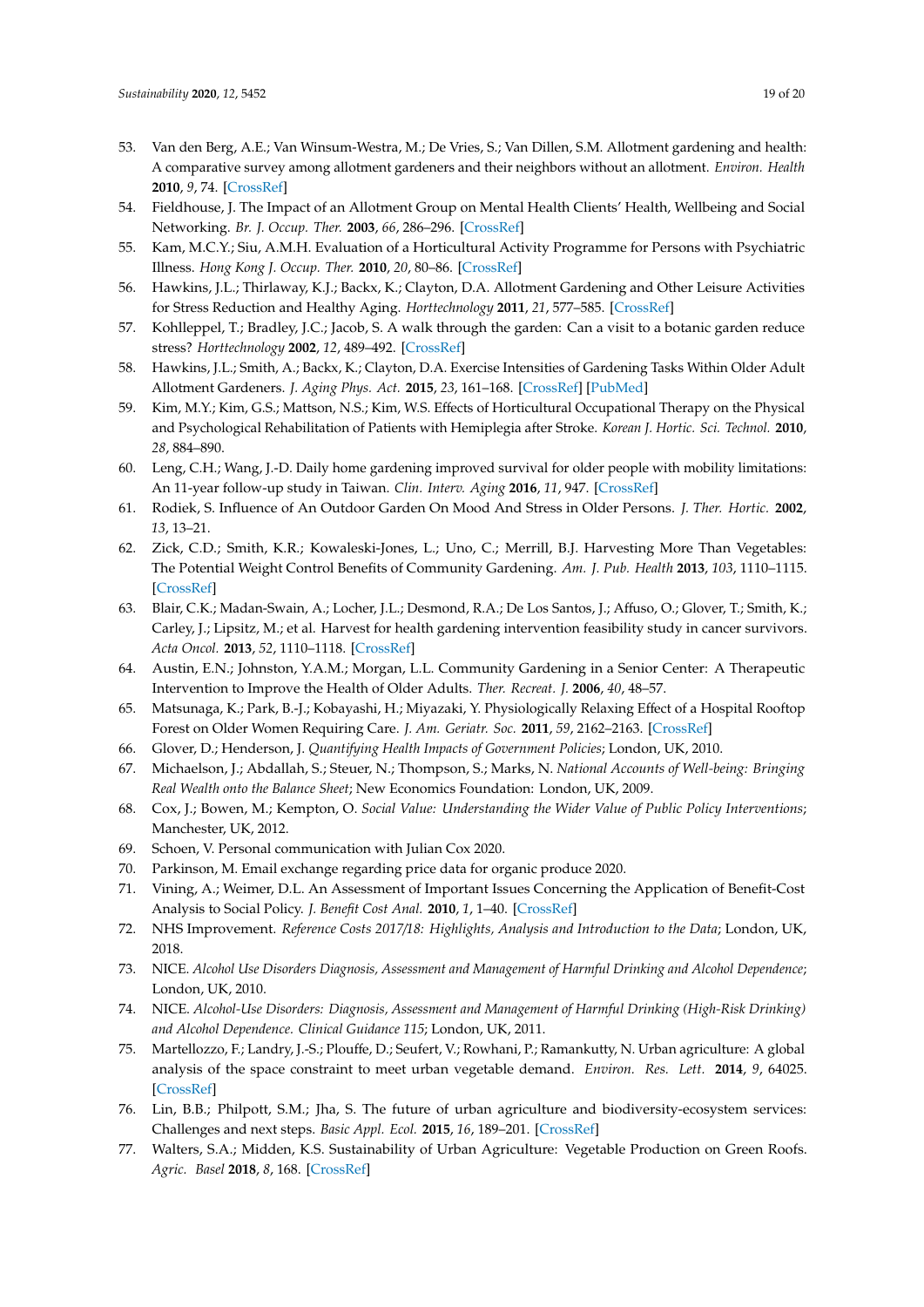53. Van den Berg, A.E.; Van Winsum-Westra, M.; De Vries, S.; Van Dillen, S.M. Allotment gardening and health: A comparative survey among allotment gardeners and their neighbors without an allotment. *Environ. Health* **2010**, *9*, 74. [CrossRef]
54. Fieldhouse, J. The Impact of an Allotment Group on Mental Health Clients' Health, Wellbeing and Social Networking. *Br. J. Occup. Ther.* **2003**, *66*, 286–296. [CrossRef]
55. Kam, M.C.Y.; Siu, A.M.H. Evaluation of a Horticultural Activity Programme for Persons with Psychiatric Illness. *Hong Kong J. Occup. Ther.* **2010**, *20*, 80–86. [CrossRef]
56. Hawkins, J.L.; Thirlaway, K.J.; Backx, K.; Clayton, D.A. Allotment Gardening and Other Leisure Activities for Stress Reduction and Healthy Aging. *Horttechnology* **2011**, *21*, 577–585. [CrossRef]
57. Kohlleppel, T.; Bradley, J.C.; Jacob, S. A walk through the garden: Can a visit to a botanic garden reduce stress? *Horttechnology* **2002**, *12*, 489–492. [CrossRef]
58. Hawkins, J.L.; Smith, A.; Backx, K.; Clayton, D.A. Exercise Intensities of Gardening Tasks Within Older Adult Allotment Gardeners. *J. Aging Phys. Act.* **2015**, *23*, 161–168. [CrossRef] [PubMed]
59. Kim, M.Y.; Kim, G.S.; Mattson, N.S.; Kim, W.S. Effects of Horticultural Occupational Therapy on the Physical and Psychological Rehabilitation of Patients with Hemiplegia after Stroke. *Korean J. Hortic. Sci. Technol.* **2010**, *28*, 884–890.
60. Leng, C.H.; Wang, J.-D. Daily home gardening improved survival for older people with mobility limitations: An 11-year follow-up study in Taiwan. *Clin. Interv. Aging* **2016**, *11*, 947. [CrossRef]
61. Rodiek, S. Influence of An Outdoor Garden On Mood And Stress in Older Persons. *J. Ther. Hortic.* **2002**, *13*, 13–21.
62. Zick, C.D.; Smith, K.R.; Kowaleski-Jones, L.; Uno, C.; Merrill, B.J. Harvesting More Than Vegetables: The Potential Weight Control Benefits of Community Gardening. *Am. J. Pub. Health* **2013**, *103*, 1110–1115. [CrossRef]
63. Blair, C.K.; Madan-Swain, A.; Locher, J.L.; Desmond, R.A.; De Los Santos, J.; Affuso, O.; Glover, T.; Smith, K.; Carley, J.; Lipsitz, M.; et al. Harvest for health gardening intervention feasibility study in cancer survivors. *Acta Oncol.* **2013**, *52*, 1110–1118. [CrossRef]
64. Austin, E.N.; Johnston, Y.A.M.; Morgan, L.L. Community Gardening in a Senior Center: A Therapeutic Intervention to Improve the Health of Older Adults. *Ther. Recreat. J.* **2006**, *40*, 48–57.
65. Matsunaga, K.; Park, B.-J.; Kobayashi, H.; Miyazaki, Y. Physiologically Relaxing Effect of a Hospital Rooftop Forest on Older Women Requiring Care. *J. Am. Geriatr. Soc.* **2011**, *59*, 2162–2163. [CrossRef]
66. Glover, D.; Henderson, J. *Quantifying Health Impacts of Government Policies*; London, UK, 2010.
67. Michaelson, J.; Abdallah, S.; Steuer, N.; Thompson, S.; Marks, N. *National Accounts of Well-being: Bringing Real Wealth onto the Balance Sheet*; New Economics Foundation: London, UK, 2009.
68. Cox, J.; Bowen, M.; Kempton, O. *Social Value: Understanding the Wider Value of Public Policy Interventions*; Manchester, UK, 2012.
69. Schoen, V. Personal communication with Julian Cox 2020.
70. Parkinson, M. Email exchange regarding price data for organic produce 2020.
71. Vining, A.; Weimer, D.L. An Assessment of Important Issues Concerning the Application of Benefit-Cost Analysis to Social Policy. *J. Benefit Cost Anal.* **2010**, *1*, 1–40. [CrossRef]
72. NHS Improvement. *Reference Costs 2017/18: Highlights, Analysis and Introduction to the Data*; London, UK, 2018.
73. NICE. *Alcohol Use Disorders Diagnosis, Assessment and Management of Harmful Drinking and Alcohol Dependence*; London, UK, 2010.
74. NICE. *Alcohol-Use Disorders: Diagnosis, Assessment and Management of Harmful Drinking (High-Risk Drinking) and Alcohol Dependence. Clinical Guidance 115*; London, UK, 2011.
75. Martellozzo, F.; Landry, J.-S.; Plouffe, D.; Seufert, V.; Rowhani, P.; Ramankutty, N. Urban agriculture: A global analysis of the space constraint to meet urban vegetable demand. *Environ. Res. Lett.* **2014**, *9*, 64025. [CrossRef]
76. Lin, B.B.; Philpott, S.M.; Jha, S. The future of urban agriculture and biodiversity-ecosystem services: Challenges and next steps. *Basic Appl. Ecol.* **2015**, *16*, 189–201. [CrossRef]
77. Walters, S.A.; Midden, K.S. Sustainability of Urban Agriculture: Vegetable Production on Green Roofs. *Agric. Basel* **2018**, *8*, 168. [CrossRef]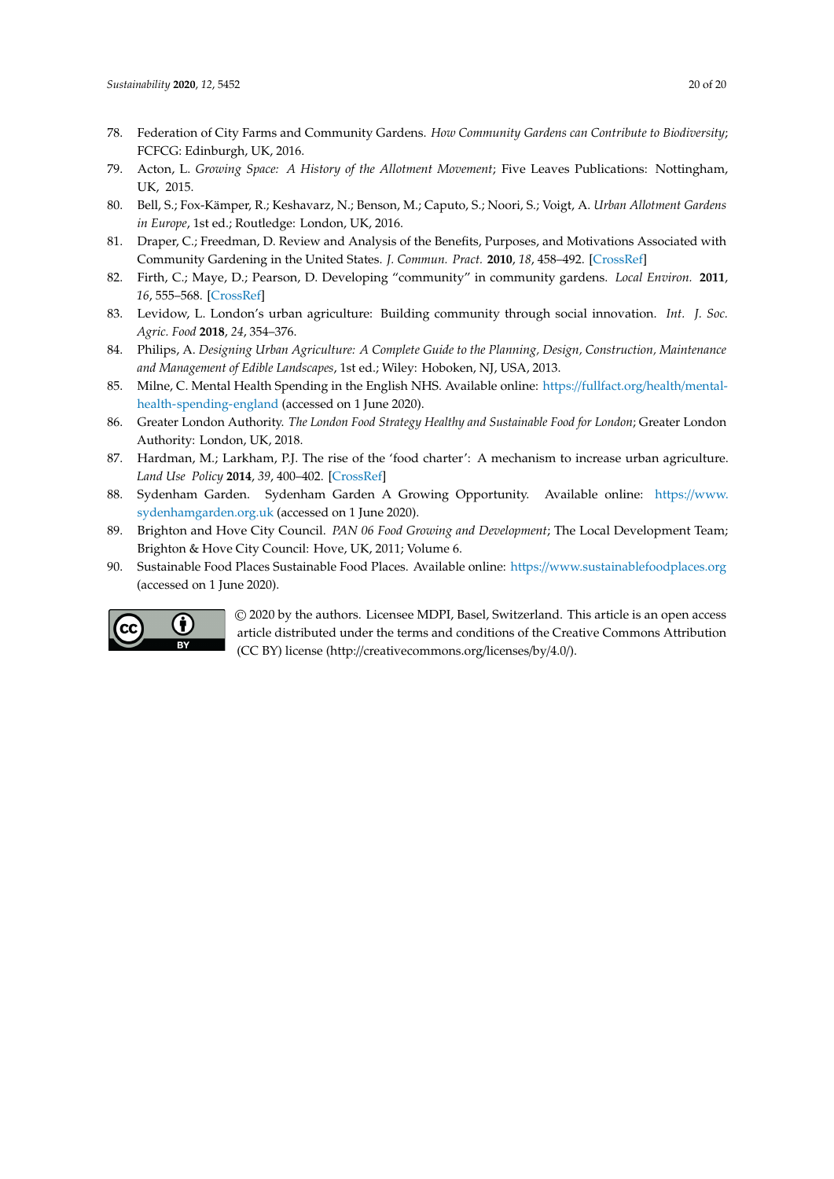78. Federation of City Farms and Community Gardens. *How Community Gardens can Contribute to Biodiversity*; FCFCG: Edinburgh, UK, 2016.
79. Acton, L. *Growing Space: A History of the Allotment Movement*; Five Leaves Publications: Nottingham, UK, 2015.
80. Bell, S.; Fox-Kämper, R.; Keshavarz, N.; Benson, M.; Caputo, S.; Noori, S.; Voigt, A. *Urban Allotment Gardens in Europe*, 1st ed.; Routledge: London, UK, 2016.
81. Draper, C.; Freedman, D. Review and Analysis of the Benefits, Purposes, and Motivations Associated with Community Gardening in the United States. *J. Commun. Pract.* **2010**, *18*, 458–492. [CrossRef]
82. Firth, C.; Maye, D.; Pearson, D. Developing "community" in community gardens. *Local Environ.* **2011**, *16*, 555–568. [CrossRef]
83. Levidow, L. London's urban agriculture: Building community through social innovation. *Int. J. Soc. Agric. Food* **2018**, *24*, 354–376.
84. Philips, A. *Designing Urban Agriculture: A Complete Guide to the Planning, Design, Construction, Maintenance and Management of Edible Landscapes*, 1st ed.; Wiley: Hoboken, NJ, USA, 2013.
85. Milne, C. Mental Health Spending in the English NHS. Available online: https://fullfact.org/health/mental-health-spending-england (accessed on 1 June 2020).
86. Greater London Authority. *The London Food Strategy Healthy and Sustainable Food for London*; Greater London Authority: London, UK, 2018.
87. Hardman, M.; Larkham, P.J. The rise of the 'food charter': A mechanism to increase urban agriculture. *Land Use Policy* **2014**, *39*, 400–402. [CrossRef]
88. Sydenham Garden. Sydenham Garden A Growing Opportunity. Available online: https://www.sydenhamgarden.org.uk (accessed on 1 June 2020).
89. Brighton and Hove City Council. *PAN 06 Food Growing and Development*; The Local Development Team; Brighton & Hove City Council: Hove, UK, 2011; Volume 6.
90. Sustainable Food Places Sustainable Food Places. Available online: https://www.sustainablefoodplaces.org (accessed on 1 June 2020).

© 2020 by the authors. Licensee MDPI, Basel, Switzerland. This article is an open access article distributed under the terms and conditions of the Creative Commons Attribution (CC BY) license (http://creativecommons.org/licenses/by/4.0/).